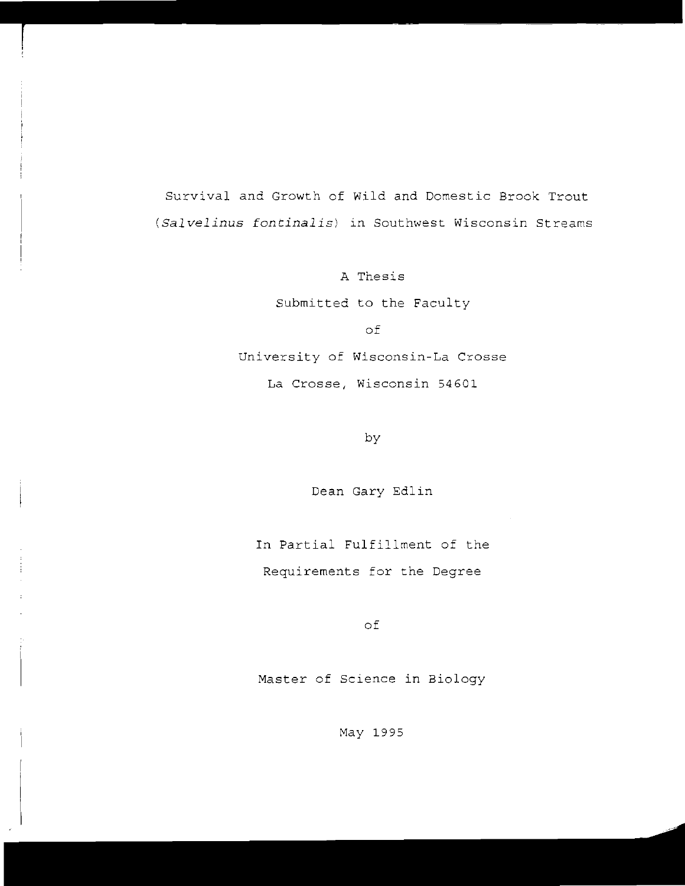# Survival and Growth of Wild and Domestic Brook Trout (*Salvelinus fontinalis*) in Southwest Wisconsin Streams

A Thesis

Submitted to the Faculty

of

University of Wisconsin-La Crosse

La Crosse, Wisconsin 54601

by

Dean Gary Edlin

In Partial Fulfillment of the

Requirements for the Degree

of

Master of Science in Biology

May 1995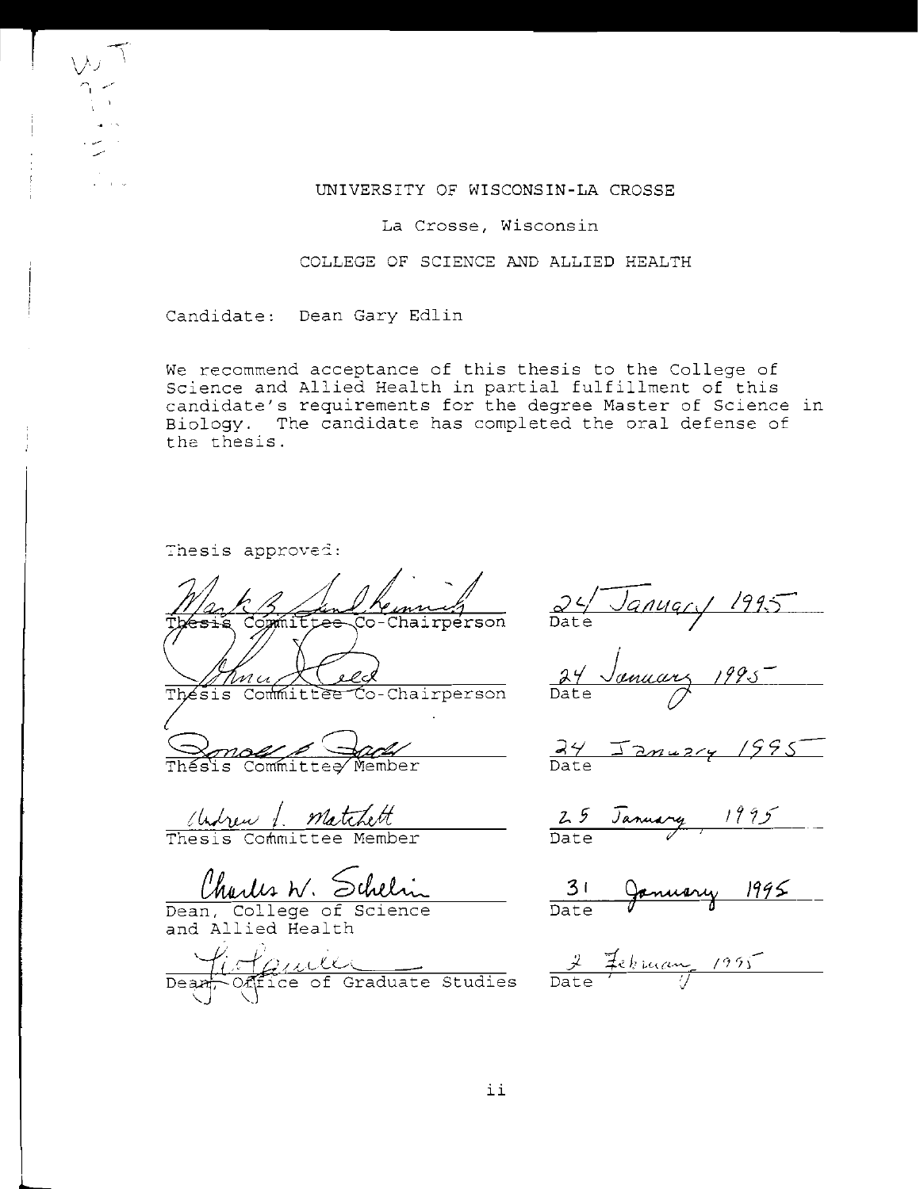UNIVERSITY OF WISCONSIN-LA CROSSE

La Crosse, Wisconsin

COLLEGE OF SCIENCE AND ALLIED HEALTH

Candidate: Dean Gary Edlin

We recommend acceptance of this thesis to the College of Science and Allied Health in partial fulfillment of this candidate's requirements for the degree Master of Science in Biology. The candidate has completed the oral defense of the thesis.

Thesis approved:

| Signature | Date |
| --- | --- |
| Mark B. Sandheinrich, Thesis Committee Co-Chairperson | 24 January 1995 |
| Thesis Committee Co-Chairperson | 24 January 1995 |
| Thesis Committee Member | 24 January 1995 |
| Andrew J. Matchett, Thesis Committee Member | 25 January 1995 |
| Charles W. Schelin, Dean, College of Science and Allied Health | 31 January 1995 |
| Dean, Office of Graduate Studies | 2 February 1995 |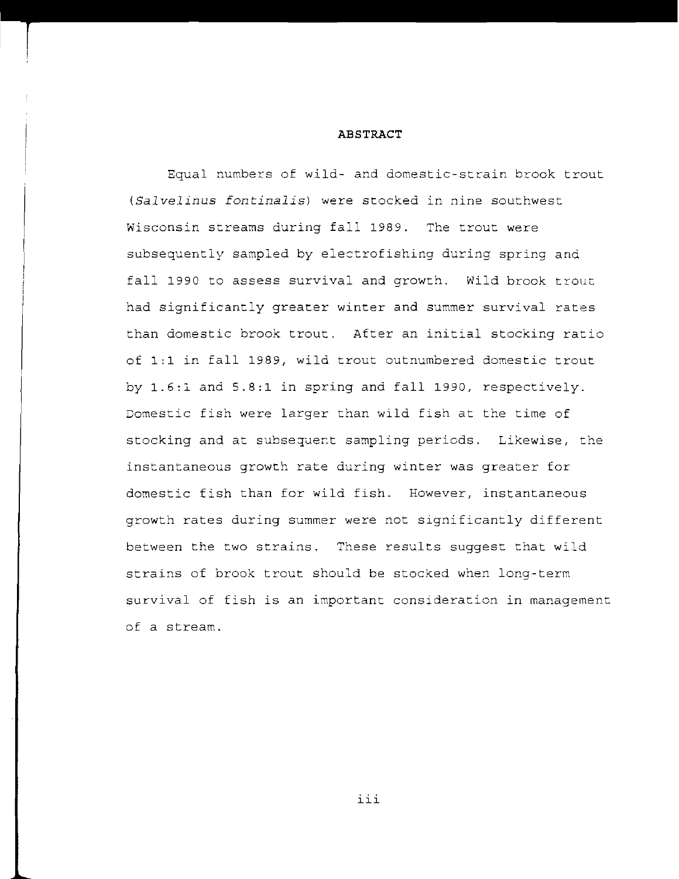# ABSTRACT

Equal numbers of wild- and domestic-strain brook trout (*Salvelinus fontinalis*) were stocked in nine southwest Wisconsin streams during fall 1989. The trout were subsequently sampled by electrofishing during spring and fall 1990 to assess survival and growth. Wild brook trout had significantly greater winter and summer survival rates than domestic brook trout. After an initial stocking ratio of 1:1 in fall 1989, wild trout outnumbered domestic trout by 1.6:1 and 5.8:1 in spring and fall 1990, respectively. Domestic fish were larger than wild fish at the time of stocking and at subsequent sampling periods. Likewise, the instantaneous growth rate during winter was greater for domestic fish than for wild fish. However, instantaneous growth rates during summer were not significantly different between the two strains. These results suggest that wild strains of brook trout should be stocked when long-term survival of fish is an important consideration in management of a stream.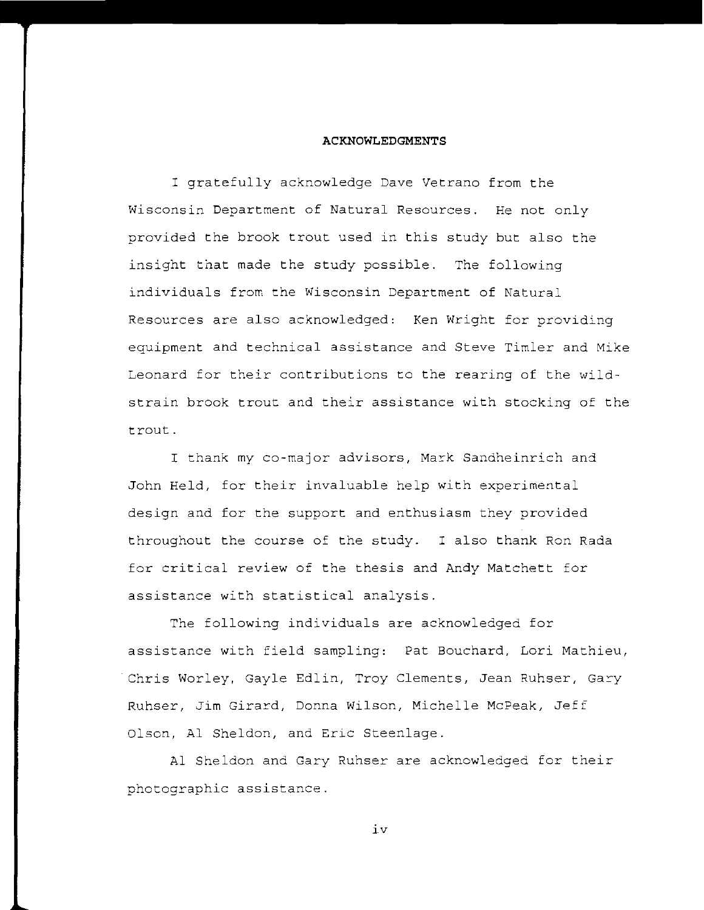## ACKNOWLEDGMENTS

I gratefully acknowledge Dave Vetrano from the Wisconsin Department of Natural Resources. He not only provided the brook trout used in this study but also the insight that made the study possible. The following individuals from the Wisconsin Department of Natural Resources are also acknowledged: Ken Wright for providing equipment and technical assistance and Steve Timler and Mike Leonard for their contributions to the rearing of the wild-strain brook trout and their assistance with stocking of the trout.

I thank my co-major advisors, Mark Sandheinrich and John Held, for their invaluable help with experimental design and for the support and enthusiasm they provided throughout the course of the study. I also thank Ron Rada for critical review of the thesis and Andy Matchett for assistance with statistical analysis.

The following individuals are acknowledged for assistance with field sampling: Pat Bouchard, Lori Mathieu, Chris Worley, Gayle Edlin, Troy Clements, Jean Ruhser, Gary Ruhser, Jim Girard, Donna Wilson, Michelle McPeak, Jeff Olson, Al Sheldon, and Eric Steenlage.

Al Sheldon and Gary Ruhser are acknowledged for their photographic assistance.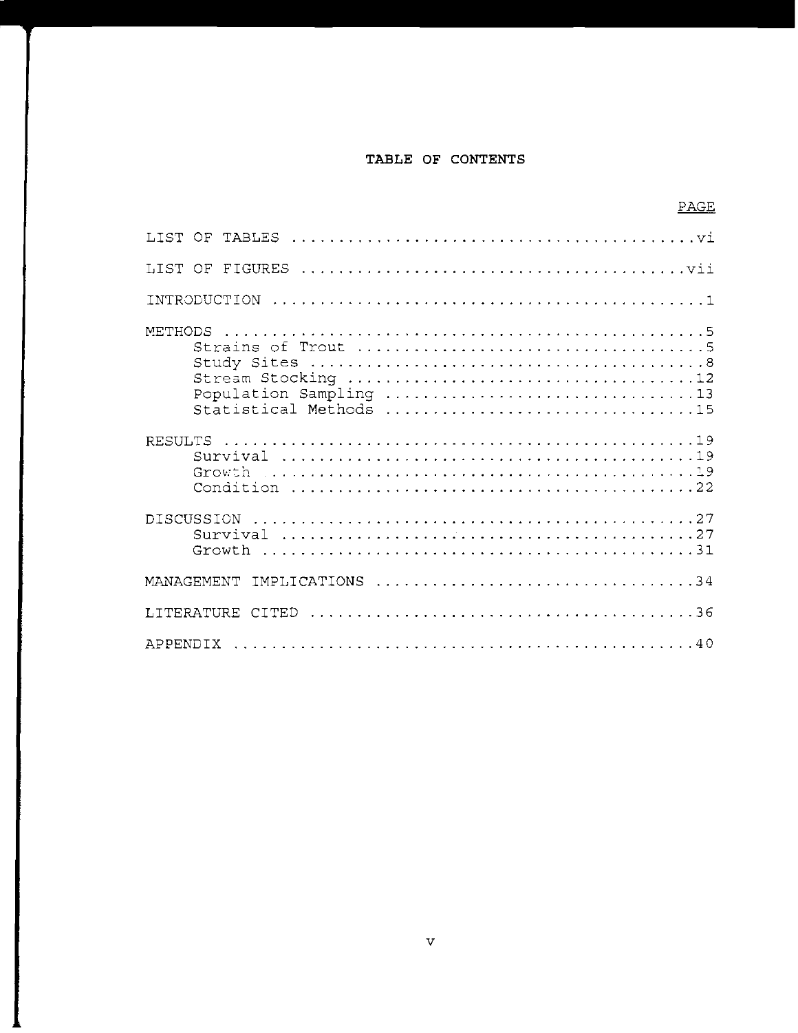# TABLE OF CONTENTS

| | PAGE |
|---|---|
| LIST OF TABLES | vi |
| LIST OF FIGURES | vii |
| INTRODUCTION | 1 |
| METHODS | 5 |
| Strains of Trout | 5 |
| Study Sites | 8 |
| Stream Stocking | 12 |
| Population Sampling | 13 |
| Statistical Methods | 15 |
| RESULTS | 19 |
| Survival | 19 |
| Growth | 19 |
| Condition | 22 |
| DISCUSSION | 27 |
| Survival | 27 |
| Growth | 31 |
| MANAGEMENT IMPLICATIONS | 34 |
| LITERATURE CITED | 36 |
| APPENDIX | 40 |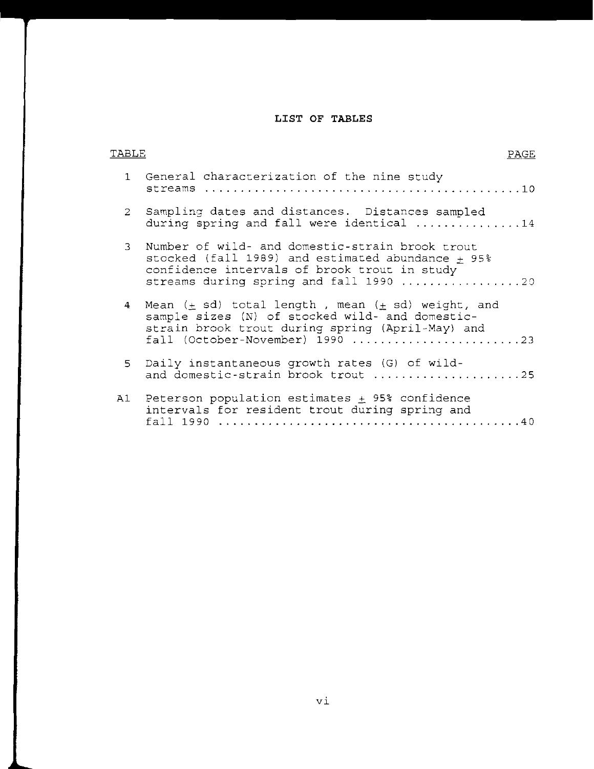# LIST OF TABLES

| TABLE | | PAGE |
|---|---|---|
| 1 | General characterization of the nine study streams | 10 |
| 2 | Sampling dates and distances. Distances sampled during spring and fall were identical | 14 |
| 3 | Number of wild- and domestic-strain brook trout stocked (fall 1989) and estimated abundance ± 95% confidence intervals of brook trout in study streams during spring and fall 1990 | 20 |
| 4 | Mean (± sd) total length , mean (± sd) weight, and sample sizes (N) of stocked wild- and domestic-strain brook trout during spring (April-May) and fall (October-November) 1990 | 23 |
| 5 | Daily instantaneous growth rates (G) of wild- and domestic-strain brook trout | 25 |
| A1 | Peterson population estimates ± 95% confidence intervals for resident trout during spring and fall 1990 | 40 |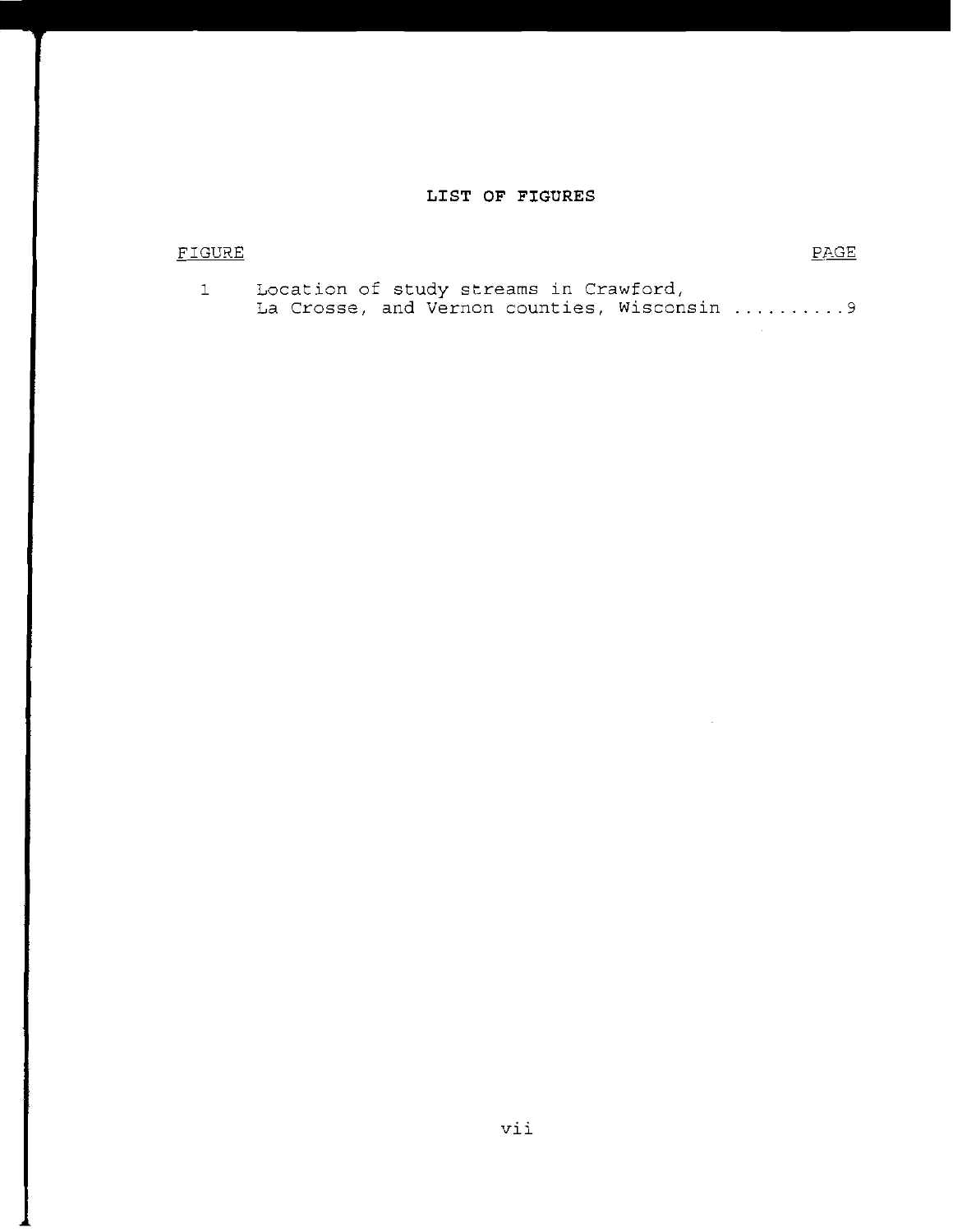# LIST OF FIGURES

| FIGURE | | PAGE |
| --- | --- | --- |
| 1 | Location of study streams in Crawford, La Crosse, and Vernon counties, Wisconsin | 9 |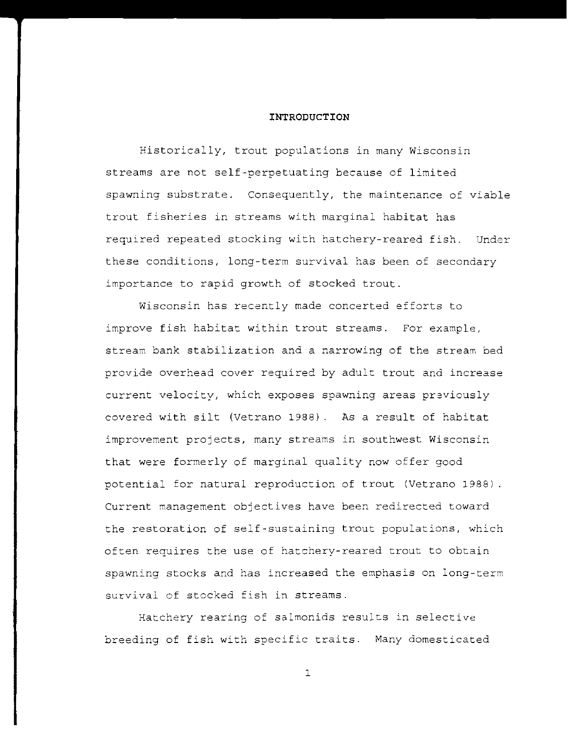## INTRODUCTION

Historically, trout populations in many Wisconsin streams are not self-perpetuating because of limited spawning substrate. Consequently, the maintenance of viable trout fisheries in streams with marginal habitat has required repeated stocking with hatchery-reared fish. Under these conditions, long-term survival has been of secondary importance to rapid growth of stocked trout.

Wisconsin has recently made concerted efforts to improve fish habitat within trout streams. For example, stream bank stabilization and a narrowing of the stream bed provide overhead cover required by adult trout and increase current velocity, which exposes spawning areas previously covered with silt (Vetrano 1988). As a result of habitat improvement projects, many streams in southwest Wisconsin that were formerly of marginal quality now offer good potential for natural reproduction of trout (Vetrano 1988). Current management objectives have been redirected toward the restoration of self-sustaining trout populations, which often requires the use of hatchery-reared trout to obtain spawning stocks and has increased the emphasis on long-term survival of stocked fish in streams.

Hatchery rearing of salmonids results in selective breeding of fish with specific traits. Many domesticated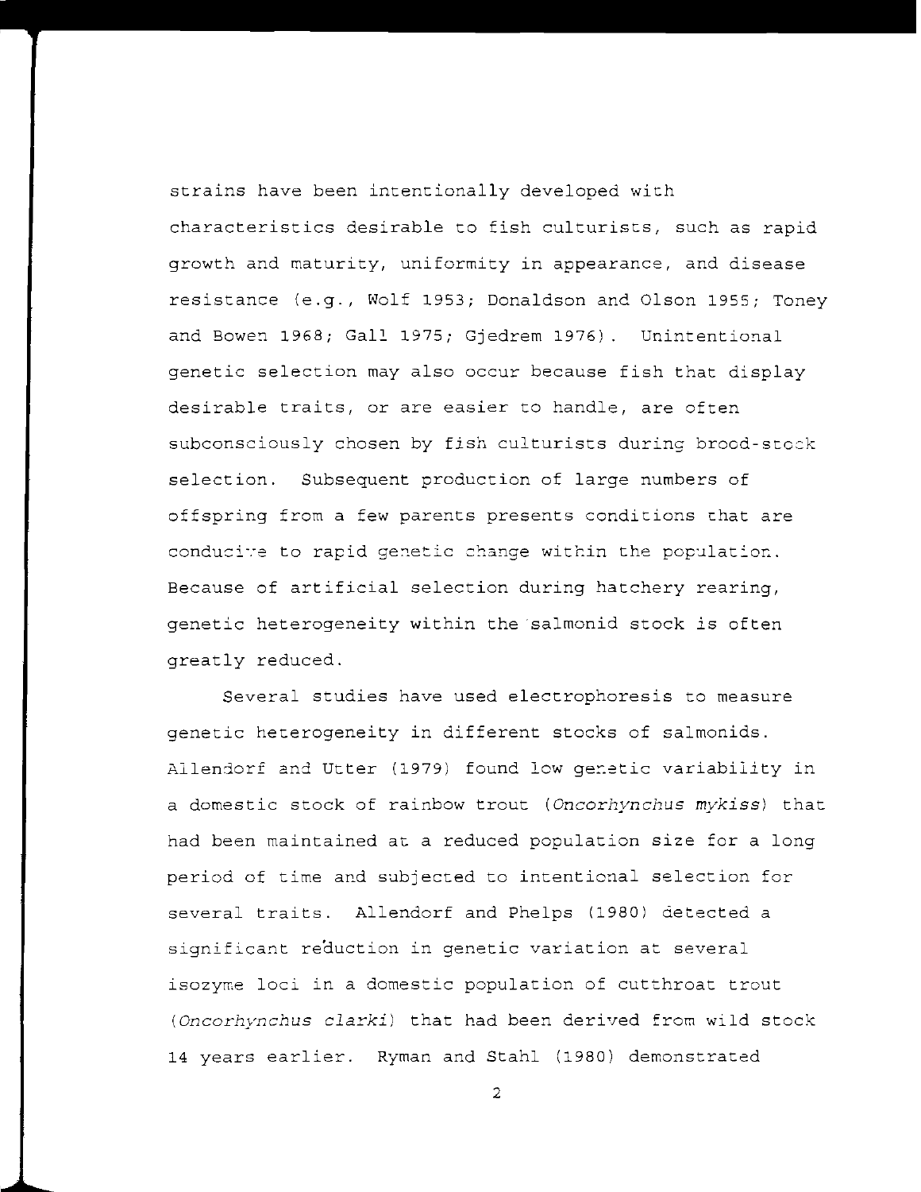strains have been intentionally developed with characteristics desirable to fish culturists, such as rapid growth and maturity, uniformity in appearance, and disease resistance (e.g., Wolf 1953; Donaldson and Olson 1955; Toney and Bowen 1968; Gall 1975; Gjedrem 1976). Unintentional genetic selection may also occur because fish that display desirable traits, or are easier to handle, are often subconsciously chosen by fish culturists during brood-stock selection. Subsequent production of large numbers of offspring from a few parents presents conditions that are conducive to rapid genetic change within the population. Because of artificial selection during hatchery rearing, genetic heterogeneity within the salmonid stock is often greatly reduced.

Several studies have used electrophoresis to measure genetic heterogeneity in different stocks of salmonids. Allendorf and Utter (1979) found low genetic variability in a domestic stock of rainbow trout (*Oncorhynchus mykiss*) that had been maintained at a reduced population size for a long period of time and subjected to intentional selection for several traits. Allendorf and Phelps (1980) detected a significant reduction in genetic variation at several isozyme loci in a domestic population of cutthroat trout (*Oncorhynchus clarki*) that had been derived from wild stock 14 years earlier. Ryman and Stahl (1980) demonstrated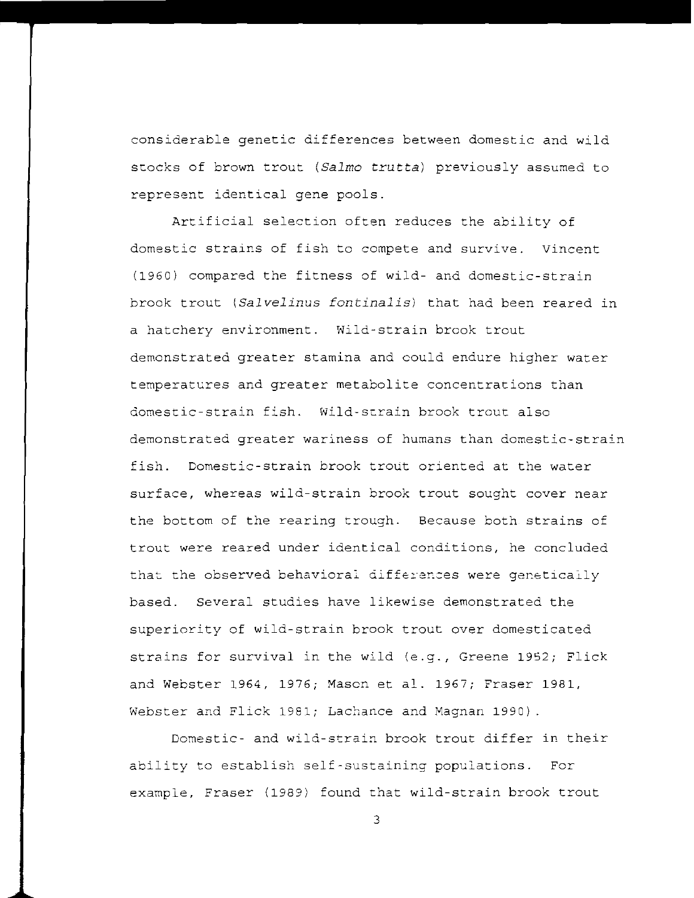considerable genetic differences between domestic and wild stocks of brown trout (*Salmo trutta*) previously assumed to represent identical gene pools.

Artificial selection often reduces the ability of domestic strains of fish to compete and survive. Vincent (1960) compared the fitness of wild- and domestic-strain brook trout (*Salvelinus fontinalis*) that had been reared in a hatchery environment. Wild-strain brook trout demonstrated greater stamina and could endure higher water temperatures and greater metabolite concentrations than domestic-strain fish. Wild-strain brook trout also demonstrated greater wariness of humans than domestic-strain fish. Domestic-strain brook trout oriented at the water surface, whereas wild-strain brook trout sought cover near the bottom of the rearing trough. Because both strains of trout were reared under identical conditions, he concluded that the observed behavioral differences were genetically based. Several studies have likewise demonstrated the superiority of wild-strain brook trout over domesticated strains for survival in the wild (e.g., Greene 1952; Flick and Webster 1964, 1976; Mason et al. 1967; Fraser 1981, Webster and Flick 1981; Lachance and Magnan 1990).

Domestic- and wild-strain brook trout differ in their ability to establish self-sustaining populations. For example, Fraser (1989) found that wild-strain brook trout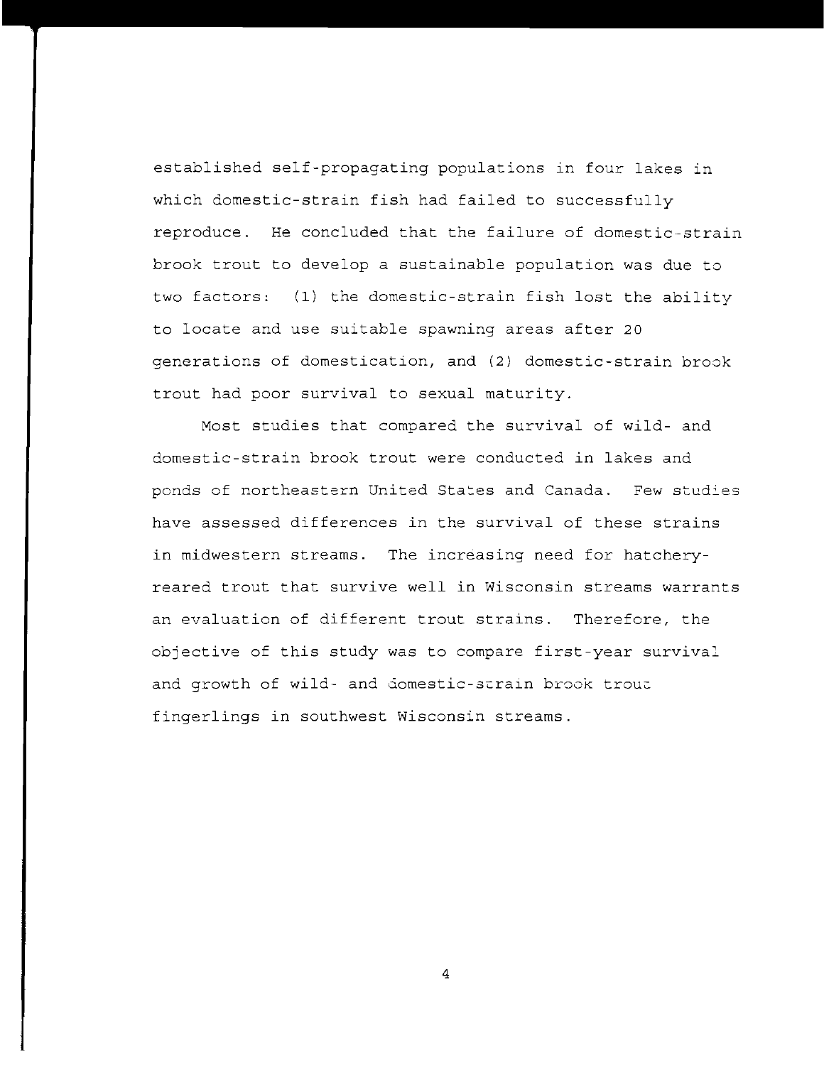established self-propagating populations in four lakes in which domestic-strain fish had failed to successfully reproduce. He concluded that the failure of domestic-strain brook trout to develop a sustainable population was due to two factors: (1) the domestic-strain fish lost the ability to locate and use suitable spawning areas after 20 generations of domestication, and (2) domestic-strain brook trout had poor survival to sexual maturity.

Most studies that compared the survival of wild- and domestic-strain brook trout were conducted in lakes and ponds of northeastern United States and Canada. Few studies have assessed differences in the survival of these strains in midwestern streams. The increasing need for hatchery-reared trout that survive well in Wisconsin streams warrants an evaluation of different trout strains. Therefore, the objective of this study was to compare first-year survival and growth of wild- and domestic-strain brook trout fingerlings in southwest Wisconsin streams.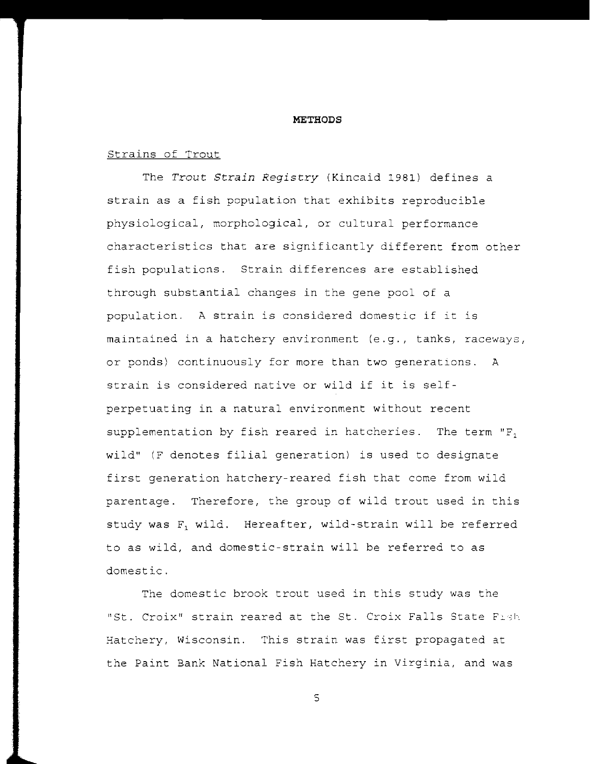# METHODS

## Strains of Trout

The *Trout Strain Registry* (Kincaid 1981) defines a strain as a fish population that exhibits reproducible physiological, morphological, or cultural performance characteristics that are significantly different from other fish populations. Strain differences are established through substantial changes in the gene pool of a population. A strain is considered domestic if it is maintained in a hatchery environment (e.g., tanks, raceways, or ponds) continuously for more than two generations. A strain is considered native or wild if it is self-perpetuating in a natural environment without recent supplementation by fish reared in hatcheries. The term "$F_1$ wild" (F denotes filial generation) is used to designate first generation hatchery-reared fish that come from wild parentage. Therefore, the group of wild trout used in this study was $F_1$ wild. Hereafter, wild-strain will be referred to as wild, and domestic-strain will be referred to as domestic.

The domestic brook trout used in this study was the "St. Croix" strain reared at the St. Croix Falls State Fish Hatchery, Wisconsin. This strain was first propagated at the Paint Bank National Fish Hatchery in Virginia, and was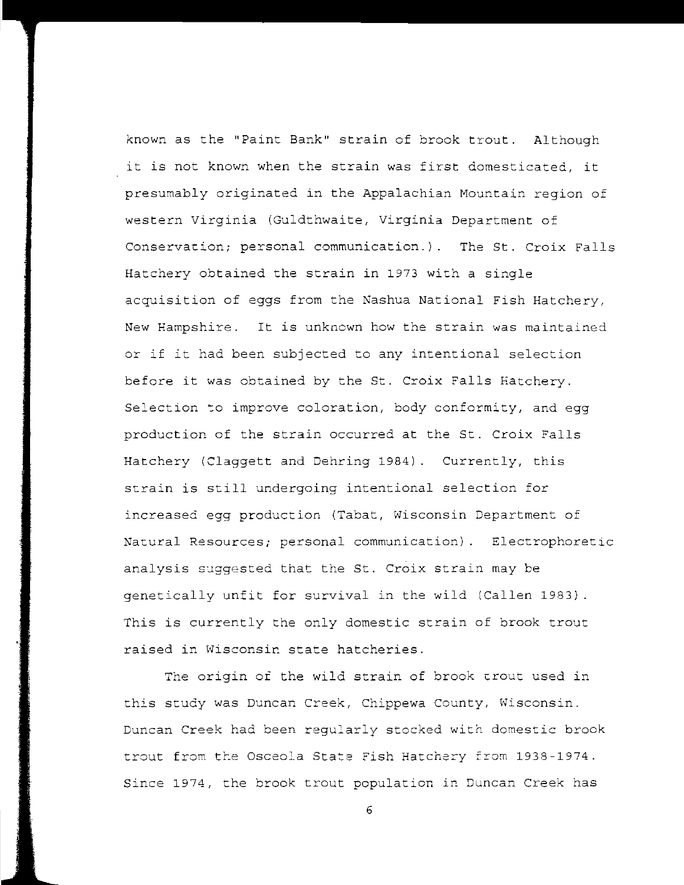known as the "Paint Bank" strain of brook trout. Although it is not known when the strain was first domesticated, it presumably originated in the Appalachian Mountain region of western Virginia (Guldthwaite, Virginia Department of Conservation; personal communication.). The St. Croix Falls Hatchery obtained the strain in 1973 with a single acquisition of eggs from the Nashua National Fish Hatchery, New Hampshire. It is unknown how the strain was maintained or if it had been subjected to any intentional selection before it was obtained by the St. Croix Falls Hatchery. Selection to improve coloration, body conformity, and egg production of the strain occurred at the St. Croix Falls Hatchery (Claggett and Dehring 1984). Currently, this strain is still undergoing intentional selection for increased egg production (Tabat, Wisconsin Department of Natural Resources; personal communication). Electrophoretic analysis suggested that the St. Croix strain may be genetically unfit for survival in the wild (Callen 1983). This is currently the only domestic strain of brook trout raised in Wisconsin state hatcheries.

The origin of the wild strain of brook trout used in this study was Duncan Creek, Chippewa County, Wisconsin. Duncan Creek had been regularly stocked with domestic brook trout from the Osceola State Fish Hatchery from 1938-1974. Since 1974, the brook trout population in Duncan Creek has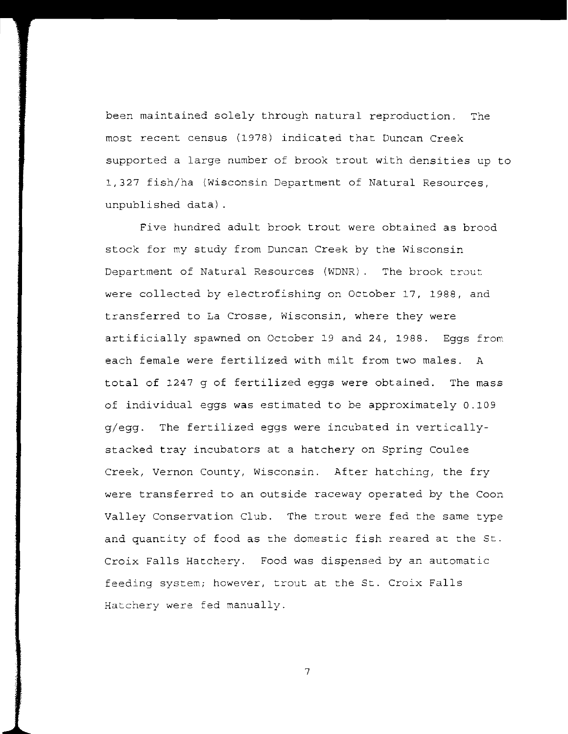been maintained solely through natural reproduction. The most recent census (1978) indicated that Duncan Creek supported a large number of brook trout with densities up to 1,327 fish/ha (Wisconsin Department of Natural Resources, unpublished data).

Five hundred adult brook trout were obtained as brood stock for my study from Duncan Creek by the Wisconsin Department of Natural Resources (WDNR). The brook trout were collected by electrofishing on October 17, 1988, and transferred to La Crosse, Wisconsin, where they were artificially spawned on October 19 and 24, 1988. Eggs from each female were fertilized with milt from two males. A total of 1247 g of fertilized eggs were obtained. The mass of individual eggs was estimated to be approximately 0.109 g/egg. The fertilized eggs were incubated in vertically-stacked tray incubators at a hatchery on Spring Coulee Creek, Vernon County, Wisconsin. After hatching, the fry were transferred to an outside raceway operated by the Coon Valley Conservation Club. The trout were fed the same type and quantity of food as the domestic fish reared at the St. Croix Falls Hatchery. Food was dispensed by an automatic feeding system; however, trout at the St. Croix Falls Hatchery were fed manually.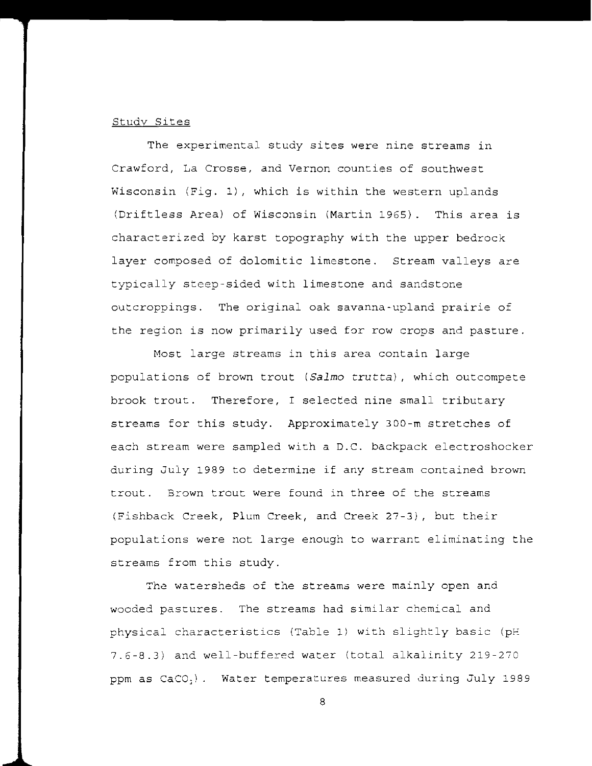## Study Sites

The experimental study sites were nine streams in Crawford, La Crosse, and Vernon counties of southwest Wisconsin (Fig. 1), which is within the western uplands (Driftless Area) of Wisconsin (Martin 1965). This area is characterized by karst topography with the upper bedrock layer composed of dolomitic limestone. Stream valleys are typically steep-sided with limestone and sandstone outcroppings. The original oak savanna-upland prairie of the region is now primarily used for row crops and pasture.

Most large streams in this area contain large populations of brown trout (*Salmo trutta*), which outcompete brook trout. Therefore, I selected nine small tributary streams for this study. Approximately 300-m stretches of each stream were sampled with a D.C. backpack electroshocker during July 1989 to determine if any stream contained brown trout. Brown trout were found in three of the streams (Fishback Creek, Plum Creek, and Creek 27-3), but their populations were not large enough to warrant eliminating the streams from this study.

The watersheds of the streams were mainly open and wooded pastures. The streams had similar chemical and physical characteristics (Table 1) with slightly basic (pH 7.6-8.3) and well-buffered water (total alkalinity 219-270 ppm as $CaCO_3$). Water temperatures measured during July 1989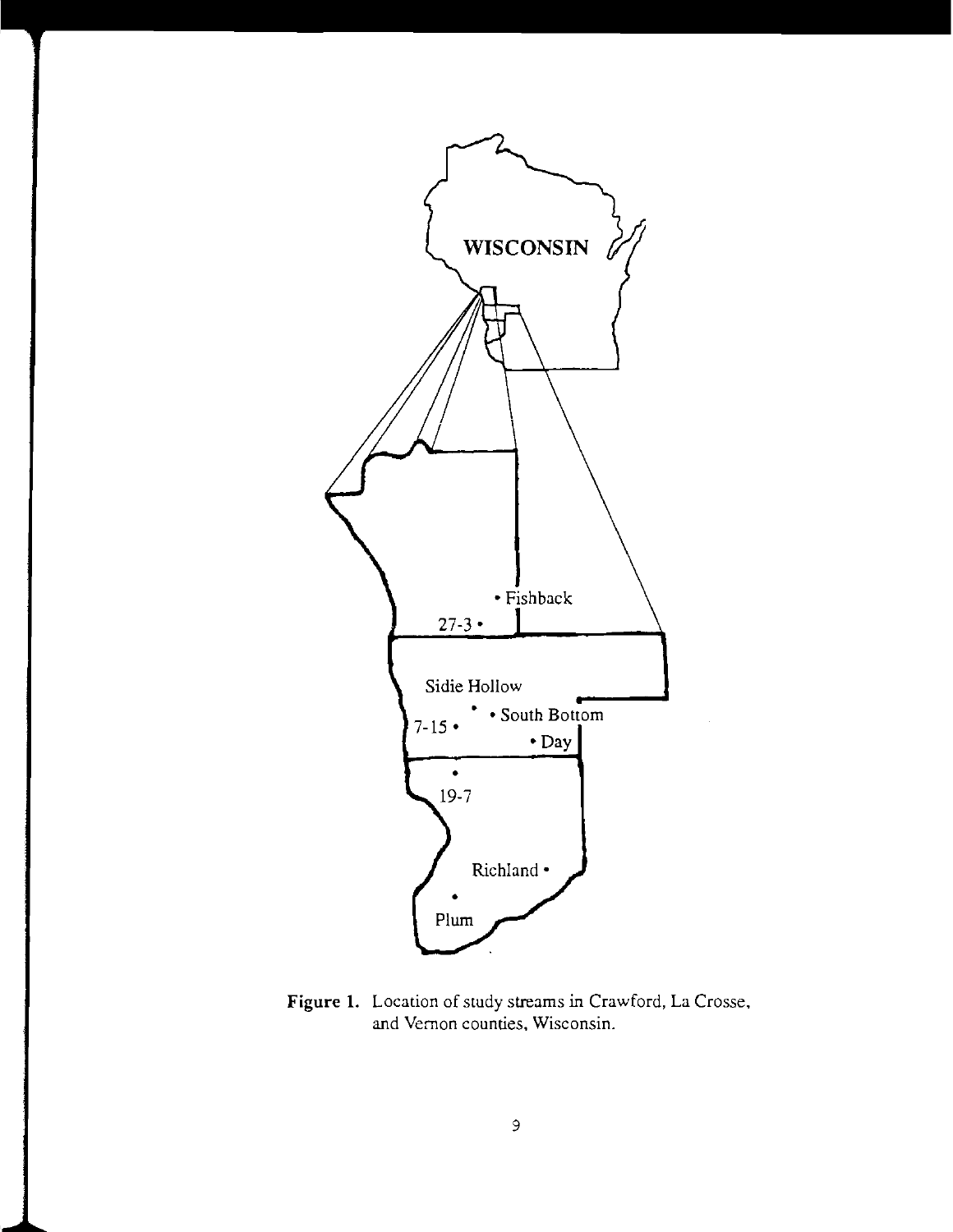**Figure 1.** Location of study streams in Crawford, La Crosse, and Vernon counties, Wisconsin.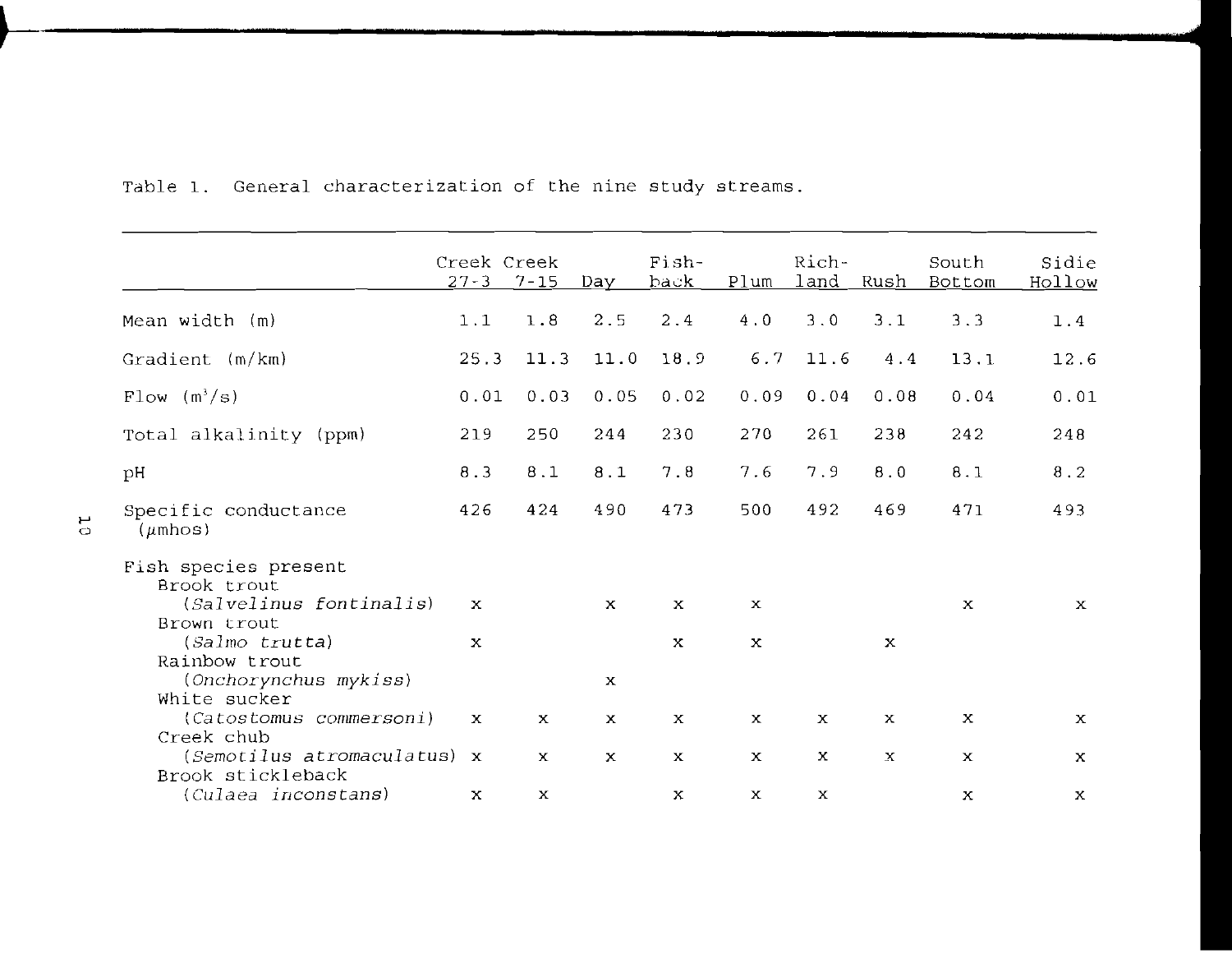Table 1. General characterization of the nine study streams.

| | Creek 27-3 | Creek 7-15 | Day | Fish-back | Plum | Rich-land | Rush | South Bottom | Sidie Hollow |
|---|---|---|---|---|---|---|---|---|---|
| Mean width (m) | 1.1 | 1.8 | 2.5 | 2.4 | 4.0 | 3.0 | 3.1 | 3.3 | 1.4 |
| Gradient (m/km) | 25.3 | 11.3 | 11.0 | 18.9 | 6.7 | 11.6 | 4.4 | 13.1 | 12.6 |
| Flow ($m^3/s$) | 0.01 | 0.03 | 0.05 | 0.02 | 0.09 | 0.04 | 0.08 | 0.04 | 0.01 |
| Total alkalinity (ppm) | 219 | 250 | 244 | 230 | 270 | 261 | 238 | 242 | 248 |
| pH | 8.3 | 8.1 | 8.1 | 7.8 | 7.6 | 7.9 | 8.0 | 8.1 | 8.2 |
| Specific conductance ($\mu$mhos) | 426 | 424 | 490 | 473 | 500 | 492 | 469 | 471 | 493 |
| Fish species present | | | | | | | | | |
| Brook trout (*Salvelinus fontinalis*) | x | | x | x | x | | | x | x |
| Brown trout (*Salmo trutta*) | x | | | x | x | | x | | |
| Rainbow trout (*Onchorynchus mykiss*) | | | x | | | | | | |
| White sucker (*Catostomus commersoni*) | x | x | x | x | x | x | x | x | x |
| Creek chub (*Semotilus atromaculatus*) | x | x | x | x | x | x | x | x | x |
| Brook stickleback (*Culaea inconstans*) | x | x | | x | x | x | | x | x |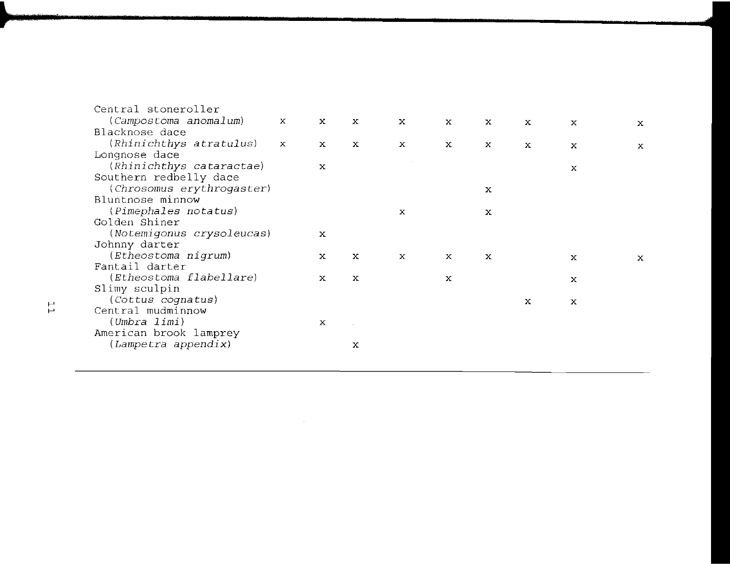| Species | | | | | | | | | |
|---|---|---|---|---|---|---|---|---|---|
| Central stoneroller (*Campostoma anomalum*) | x | x | x | x | x | x | x | x | x |
| Blacknose dace (*Rhinichthys atratulus*) | x | x | x | x | x | x | x | x | x |
| Longnose dace (*Rhinichthys cataractae*) | | x | | | | | | x | |
| Southern redbelly dace (*Chrosomus erythrogaster*) | | | | | | x | | | |
| Bluntnose minnow (*Pimephales notatus*) | | | | x | | x | | | |
| Golden Shiner (*Notemigonus crysoleucas*) | | x | | | | | | | |
| Johnny darter (*Etheostoma nigrum*) | | x | x | x | x | x | | x | x |
| Fantail darter (*Etheostoma flabellare*) | | x | x | | x | | | x | |
| Slimy sculpin (*Cottus cognatus*) | | | | | | | x | x | |
| Central mudminnow (*Umbra limi*) | | x | | | | | | | |
| American brook lamprey (*Lampetra appendix*) | | | x | | | | | | |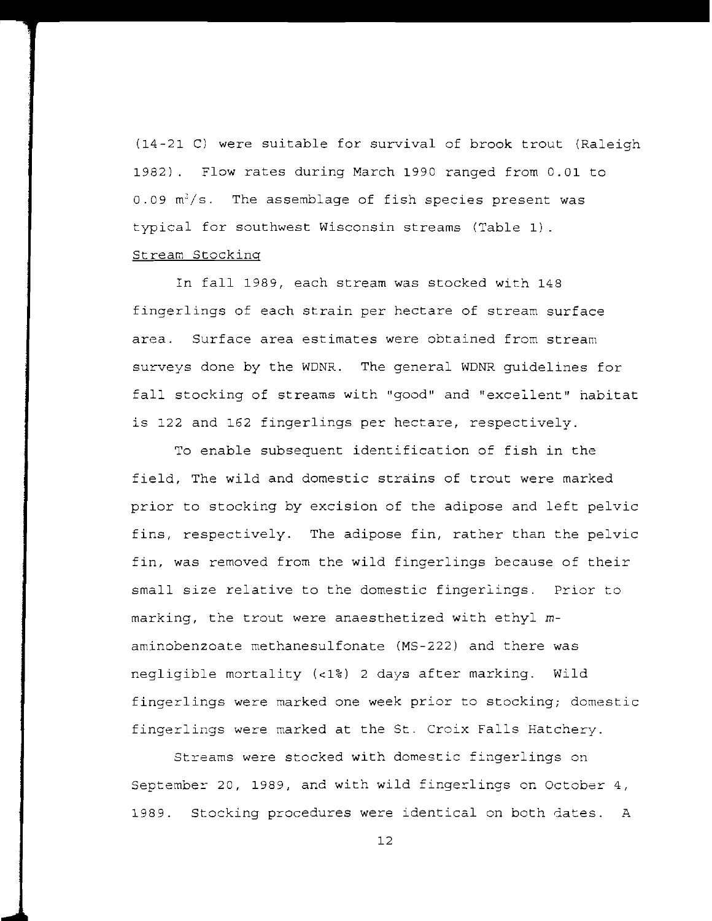(14-21 C) were suitable for survival of brook trout (Raleigh 1982). Flow rates during March 1990 ranged from 0.01 to 0.09 $m^3/s$. The assemblage of fish species present was typical for southwest Wisconsin streams (Table 1).

Stream Stocking

In fall 1989, each stream was stocked with 148 fingerlings of each strain per hectare of stream surface area. Surface area estimates were obtained from stream surveys done by the WDNR. The general WDNR guidelines for fall stocking of streams with "good" and "excellent" habitat is 122 and 162 fingerlings per hectare, respectively.

To enable subsequent identification of fish in the field, The wild and domestic strains of trout were marked prior to stocking by excision of the adipose and left pelvic fins, respectively. The adipose fin, rather than the pelvic fin, was removed from the wild fingerlings because of their small size relative to the domestic fingerlings. Prior to marking, the trout were anaesthetized with ethyl *m*-aminobenzoate methanesulfonate (MS-222) and there was negligible mortality (<1%) 2 days after marking. Wild fingerlings were marked one week prior to stocking; domestic fingerlings were marked at the St. Croix Falls Hatchery.

Streams were stocked with domestic fingerlings on September 20, 1989, and with wild fingerlings on October 4, 1989. Stocking procedures were identical on both dates. A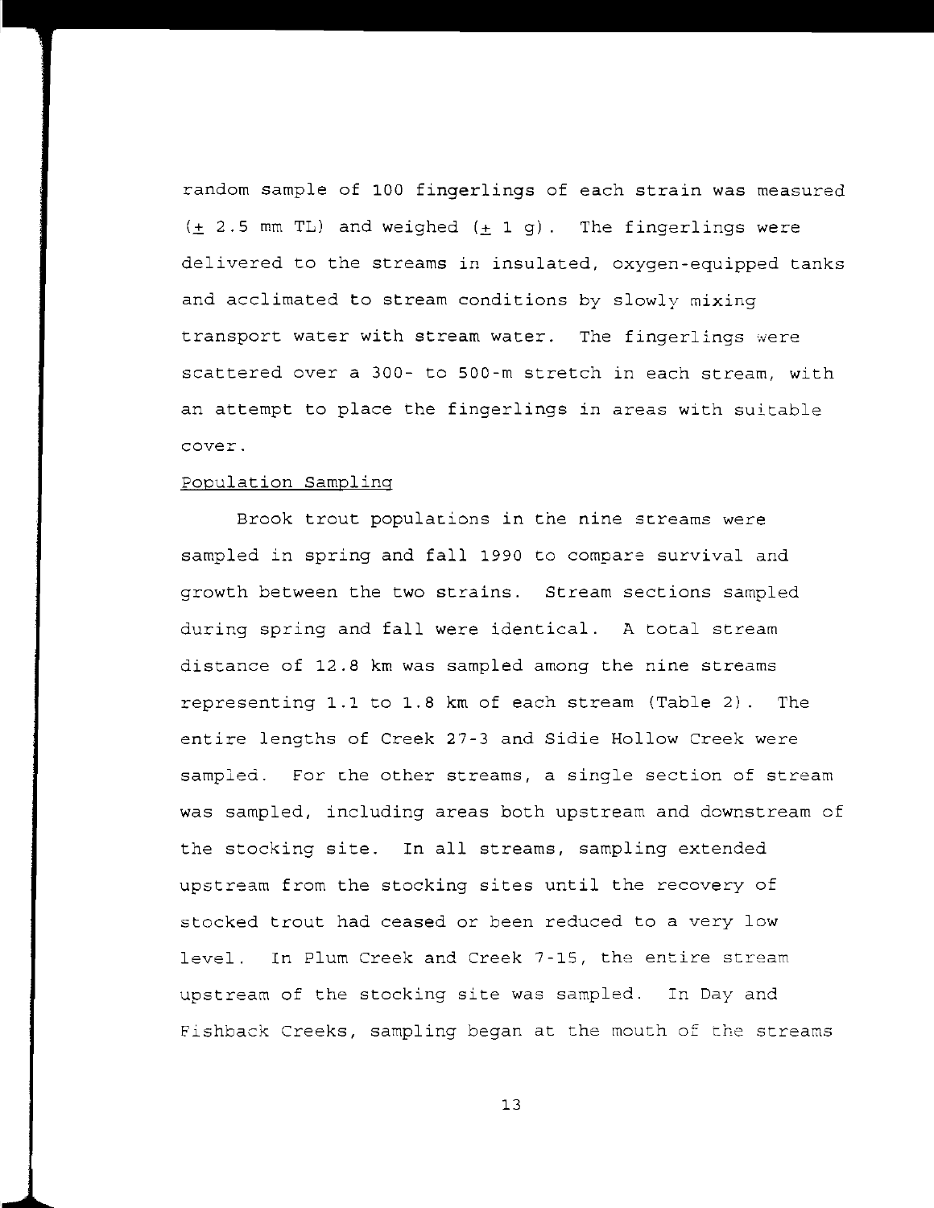random sample of 100 fingerlings of each strain was measured (± 2.5 mm TL) and weighed (± 1 g). The fingerlings were delivered to the streams in insulated, oxygen-equipped tanks and acclimated to stream conditions by slowly mixing transport water with stream water. The fingerlings were scattered over a 300- to 500-m stretch in each stream, with an attempt to place the fingerlings in areas with suitable cover.

Population Sampling

Brook trout populations in the nine streams were sampled in spring and fall 1990 to compare survival and growth between the two strains. Stream sections sampled during spring and fall were identical. A total stream distance of 12.8 km was sampled among the nine streams representing 1.1 to 1.8 km of each stream (Table 2). The entire lengths of Creek 27-3 and Sidie Hollow Creek were sampled. For the other streams, a single section of stream was sampled, including areas both upstream and downstream of the stocking site. In all streams, sampling extended upstream from the stocking sites until the recovery of stocked trout had ceased or been reduced to a very low level. In Plum Creek and Creek 7-15, the entire stream upstream of the stocking site was sampled. In Day and Fishback Creeks, sampling began at the mouth of the streams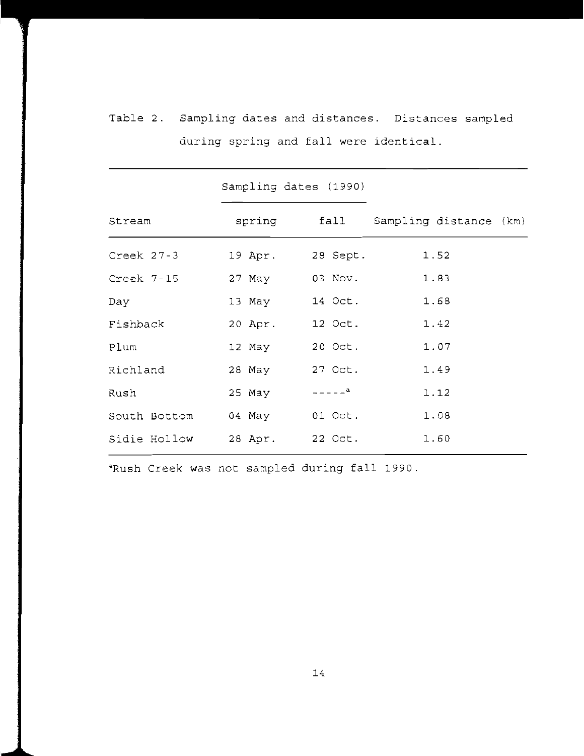Table 2. Sampling dates and distances. Distances sampled during spring and fall were identical.

| | Sampling dates (1990) | | |
|---|---|---|---|
| Stream | spring | fall | Sampling distance (km) |
| Creek 27-3 | 19 Apr. | 28 Sept. | 1.52 |
| Creek 7-15 | 27 May | 03 Nov. | 1.83 |
| Day | 13 May | 14 Oct. | 1.68 |
| Fishback | 20 Apr. | 12 Oct. | 1.42 |
| Plum | 12 May | 20 Oct. | 1.07 |
| Richland | 28 May | 27 Oct. | 1.49 |
| Rush | 25 May | -----[a] | 1.12 |
| South Bottom | 04 May | 01 Oct. | 1.08 |
| Sidie Hollow | 28 Apr. | 22 Oct. | 1.60 |

[a]Rush Creek was not sampled during fall 1990.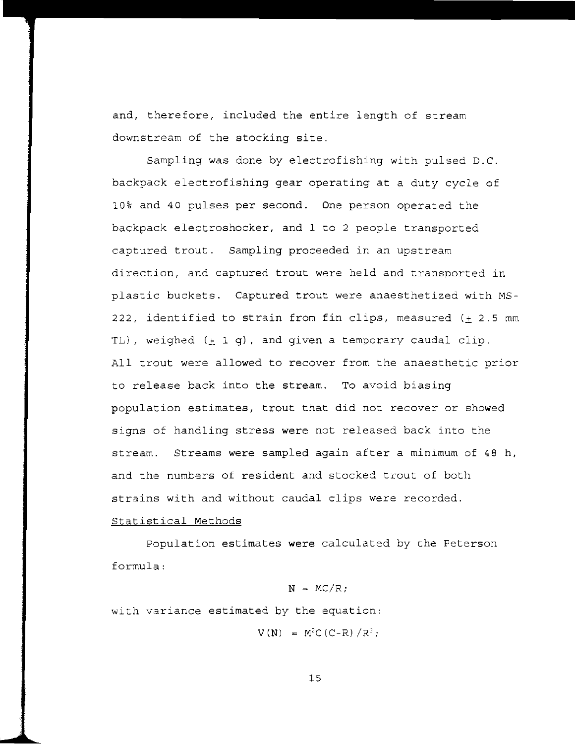and, therefore, included the entire length of stream downstream of the stocking site.

Sampling was done by electrofishing with pulsed D.C. backpack electrofishing gear operating at a duty cycle of 10% and 40 pulses per second. One person operated the backpack electroshocker, and 1 to 2 people transported captured trout. Sampling proceeded in an upstream direction, and captured trout were held and transported in plastic buckets. Captured trout were anaesthetized with MS-222, identified to strain from fin clips, measured ($\pm$ 2.5 mm TL), weighed ($\pm$ 1 g), and given a temporary caudal clip. All trout were allowed to recover from the anaesthetic prior to release back into the stream. To avoid biasing population estimates, trout that did not recover or showed signs of handling stress were not released back into the stream. Streams were sampled again after a minimum of 48 h, and the numbers of resident and stocked trout of both strains with and without caudal clips were recorded.

## Statistical Methods

Population estimates were calculated by the Peterson formula:

$$N = MC/R;$$

with variance estimated by the equation:

$$V(N) = M^2C(C-R)/R^3;$$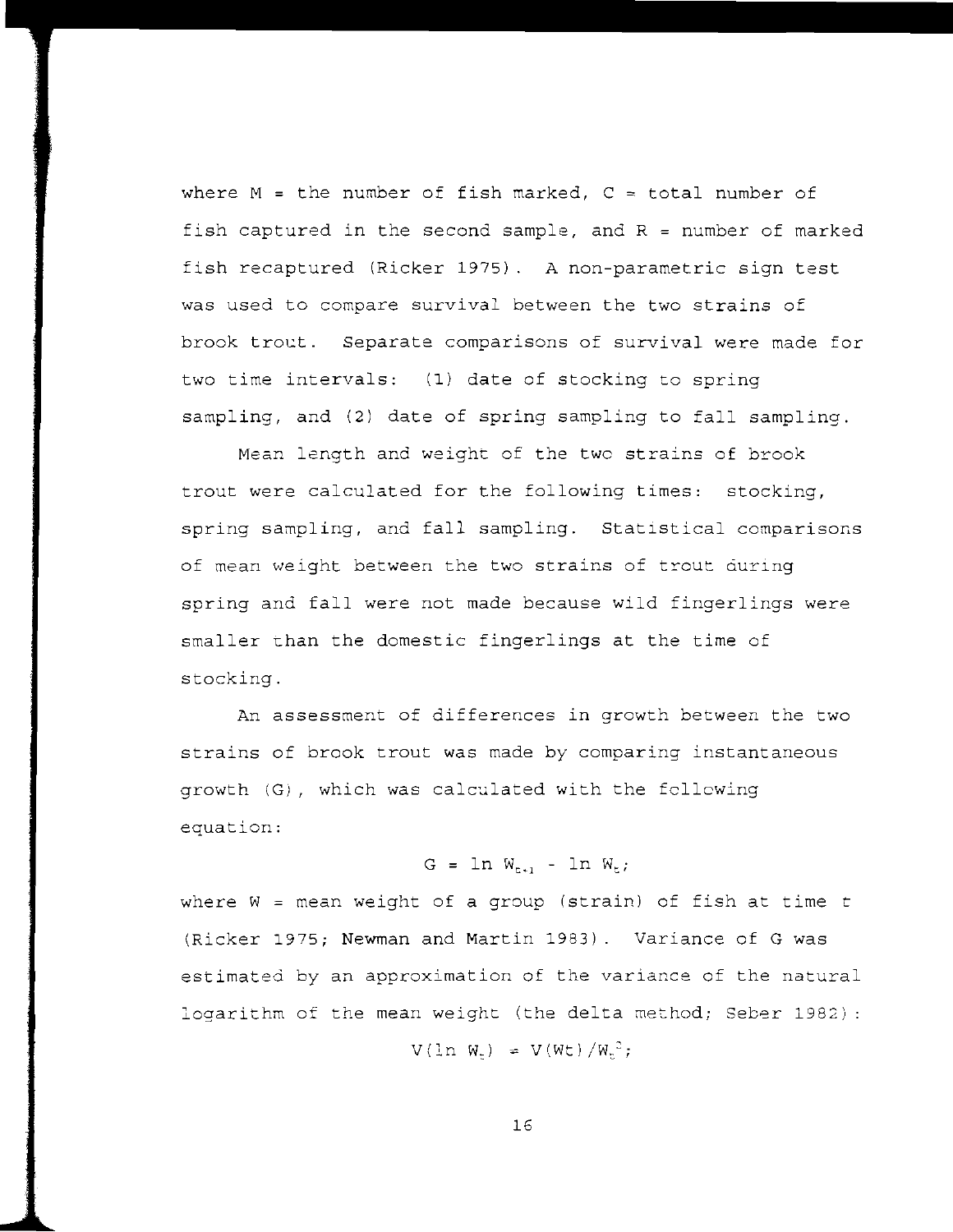where M = the number of fish marked, C = total number of fish captured in the second sample, and R = number of marked fish recaptured (Ricker 1975). A non-parametric sign test was used to compare survival between the two strains of brook trout. Separate comparisons of survival were made for two time intervals: (1) date of stocking to spring sampling, and (2) date of spring sampling to fall sampling.

Mean length and weight of the two strains of brook trout were calculated for the following times: stocking, spring sampling, and fall sampling. Statistical comparisons of mean weight between the two strains of trout during spring and fall were not made because wild fingerlings were smaller than the domestic fingerlings at the time of stocking.

An assessment of differences in growth between the two strains of brook trout was made by comparing instantaneous growth (G), which was calculated with the following equation:

$$G = \ln W_{t+1} - \ln W_t;$$

where W = mean weight of a group (strain) of fish at time t (Ricker 1975; Newman and Martin 1983). Variance of G was estimated by an approximation of the variance of the natural logarithm of the mean weight (the delta method; Seber 1982):

$$V(\ln W_t) = V(Wt)/W_t^2;$$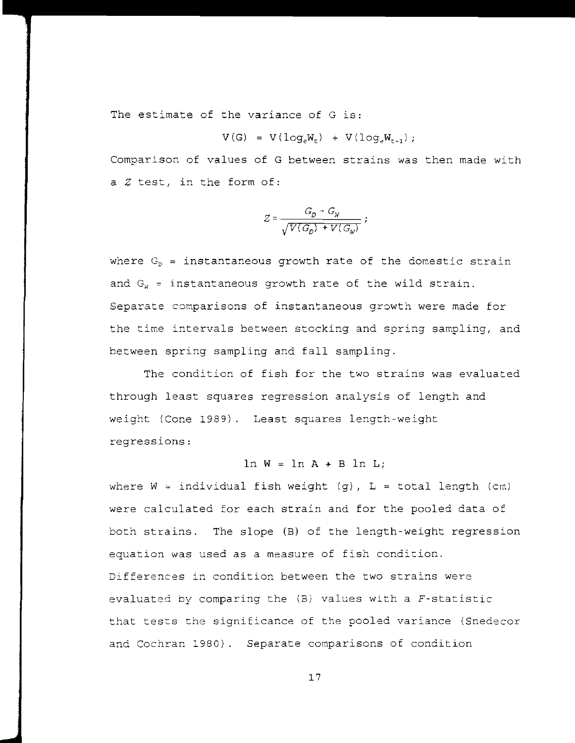The estimate of the variance of G is:

$$V(G) = V(\log_e W_t) + V(\log_e W_{t-1});$$

Comparison of values of G between strains was then made with a *Z* test, in the form of:

$$Z = \frac{G_D - G_W}{\sqrt{V(G_D) + V(G_W)}};$$

where $G_D$ = instantaneous growth rate of the domestic strain and $G_W$ = instantaneous growth rate of the wild strain. Separate comparisons of instantaneous growth were made for the time intervals between stocking and spring sampling, and between spring sampling and fall sampling.

The condition of fish for the two strains was evaluated through least squares regression analysis of length and weight (Cone 1989). Least squares length-weight regressions:

$$\ln W = \ln A + B \ln L;$$

where W = individual fish weight (g), L = total length (cm) were calculated for each strain and for the pooled data of both strains. The slope (B) of the length-weight regression equation was used as a measure of fish condition. Differences in condition between the two strains were evaluated by comparing the (B) values with a *F*-statistic that tests the significance of the pooled variance (Snedecor and Cochran 1980). Separate comparisons of condition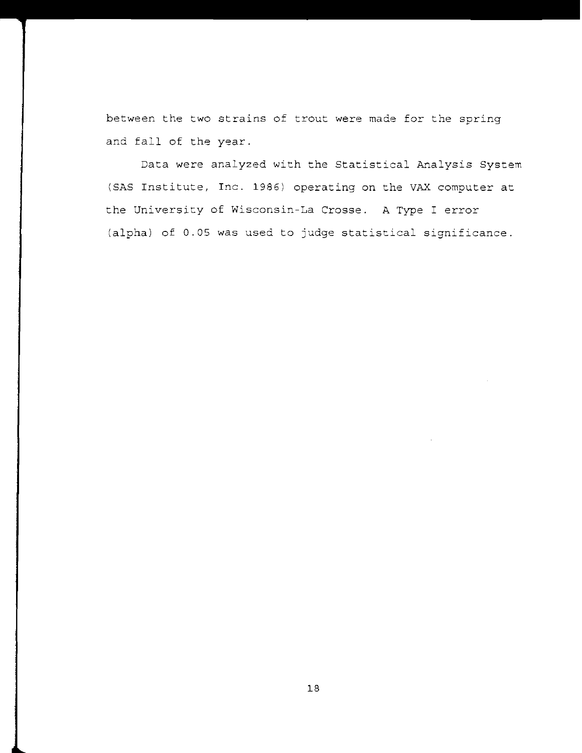between the two strains of trout were made for the spring and fall of the year.

Data were analyzed with the Statistical Analysis System (SAS Institute, Inc. 1986) operating on the VAX computer at the University of Wisconsin-La Crosse. A Type I error (alpha) of 0.05 was used to judge statistical significance.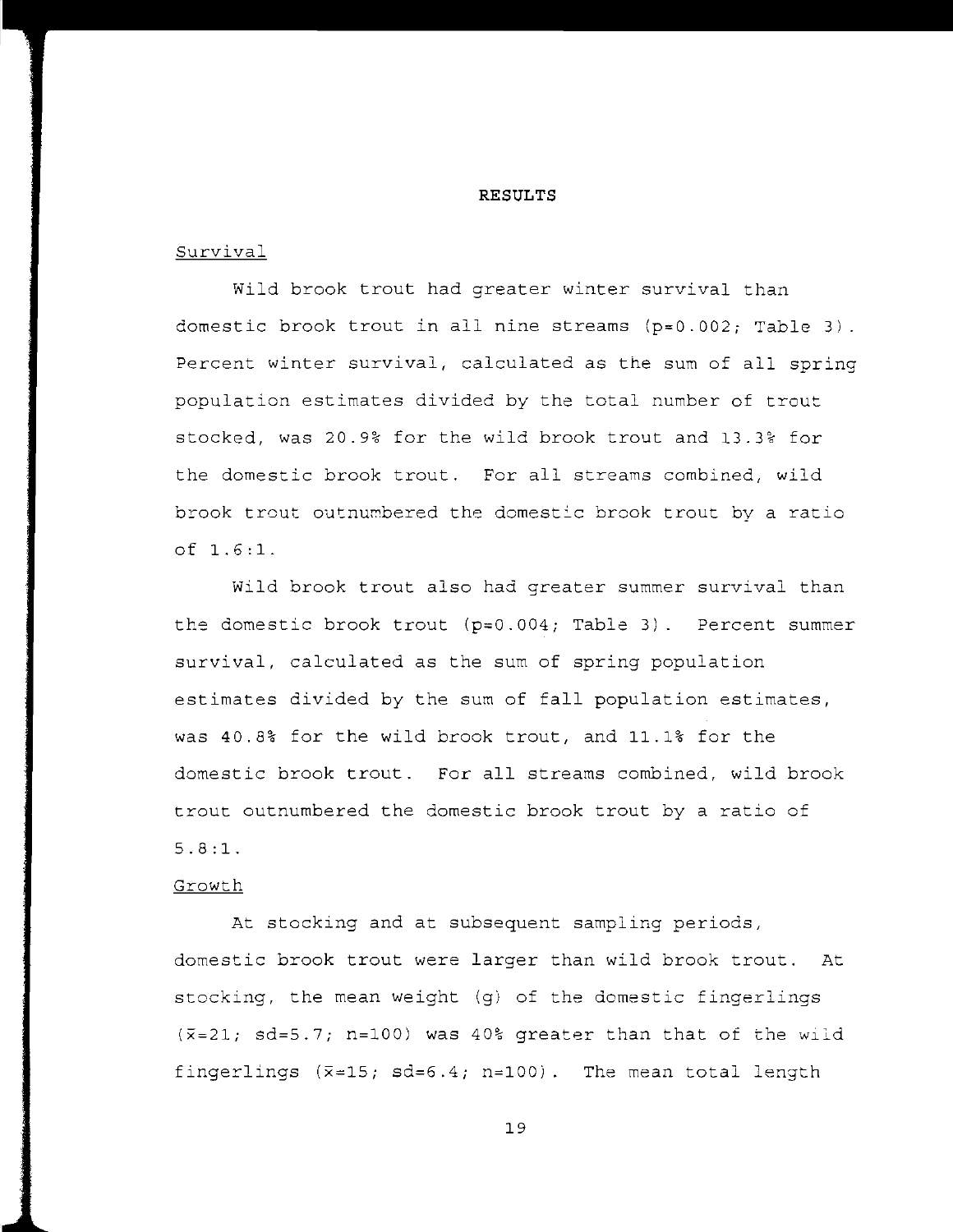## RESULTS

### Survival

Wild brook trout had greater winter survival than domestic brook trout in all nine streams ($p=0.002$; Table 3). Percent winter survival, calculated as the sum of all spring population estimates divided by the total number of trout stocked, was 20.9% for the wild brook trout and 13.3% for the domestic brook trout. For all streams combined, wild brook trout outnumbered the domestic brook trout by a ratio of 1.6:1.

Wild brook trout also had greater summer survival than the domestic brook trout ($p=0.004$; Table 3). Percent summer survival, calculated as the sum of spring population estimates divided by the sum of fall population estimates, was 40.8% for the wild brook trout, and 11.1% for the domestic brook trout. For all streams combined, wild brook trout outnumbered the domestic brook trout by a ratio of 5.8:1.

### Growth

At stocking and at subsequent sampling periods, domestic brook trout were larger than wild brook trout. At stocking, the mean weight (g) of the domestic fingerlings ($\bar{x}=21$; sd=5.7; n=100) was 40% greater than that of the wild fingerlings ($\bar{x}=15$; sd=6.4; n=100). The mean total length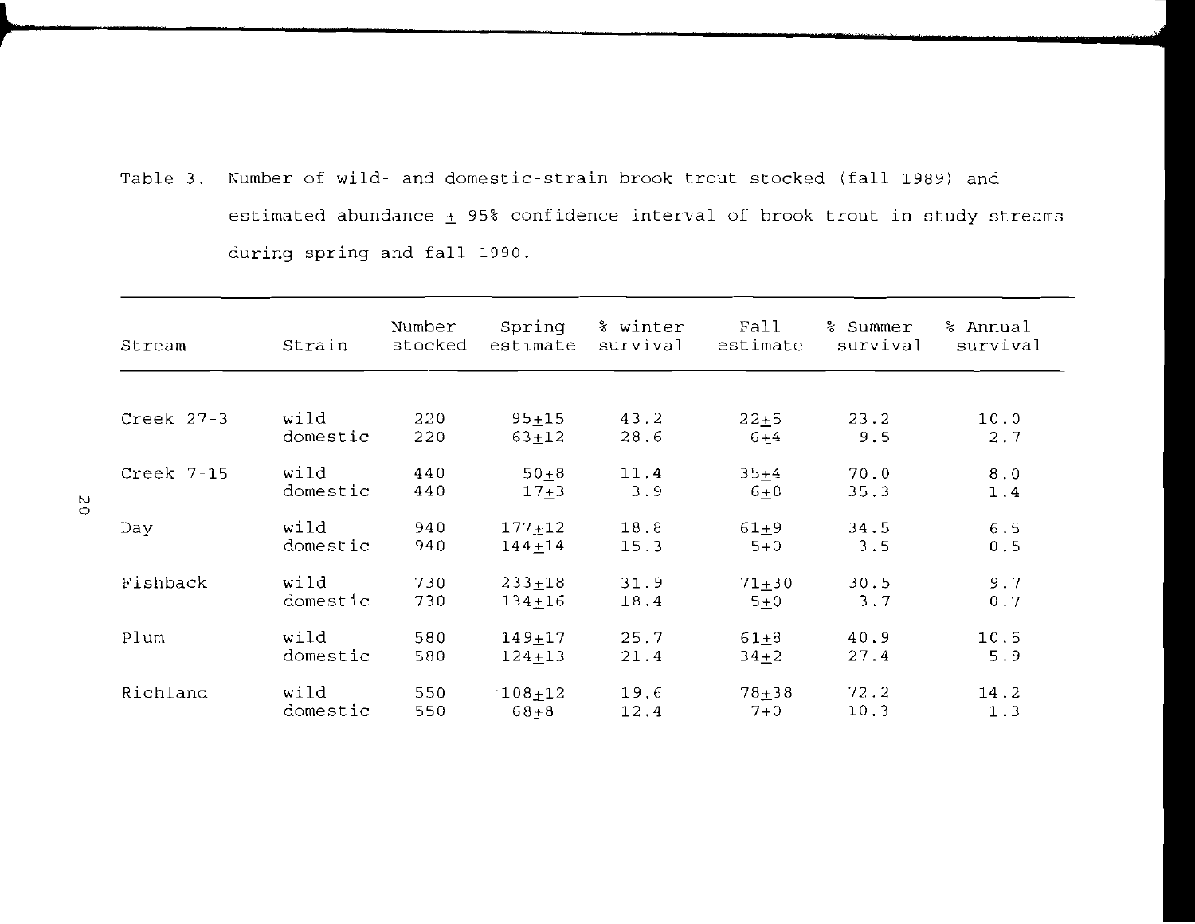Table 3. Number of wild- and domestic-strain brook trout stocked (fall 1989) and estimated abundance ± 95% confidence interval of brook trout in study streams during spring and fall 1990.

| Stream | Strain | Number stocked | Spring estimate | % winter survival | Fall estimate | % Summer survival | % Annual survival |
|---|---|---|---|---|---|---|---|
| Creek 27-3 | wild | 220 | 95±15 | 43.2 | 22±5 | 23.2 | 10.0 |
| | domestic | 220 | 63±12 | 28.6 | 6±4 | 9.5 | 2.7 |
| Creek 7-15 | wild | 440 | 50±8 | 11.4 | 35±4 | 70.0 | 8.0 |
| | domestic | 440 | 17±3 | 3.9 | 6±0 | 35.3 | 1.4 |
| Day | wild | 940 | 177±12 | 18.8 | 61±9 | 34.5 | 6.5 |
| | domestic | 940 | 144±14 | 15.3 | 5+0 | 3.5 | 0.5 |
| Fishback | wild | 730 | 233±18 | 31.9 | 71±30 | 30.5 | 9.7 |
| | domestic | 730 | 134±16 | 18.4 | 5±0 | 3.7 | 0.7 |
| Plum | wild | 580 | 149±17 | 25.7 | 61±8 | 40.9 | 10.5 |
| | domestic | 580 | 124±13 | 21.4 | 34±2 | 27.4 | 5.9 |
| Richland | wild | 550 | 108±12 | 19.6 | 78±38 | 72.2 | 14.2 |
| | domestic | 550 | 68±8 | 12.4 | 7±0 | 10.3 | 1.3 |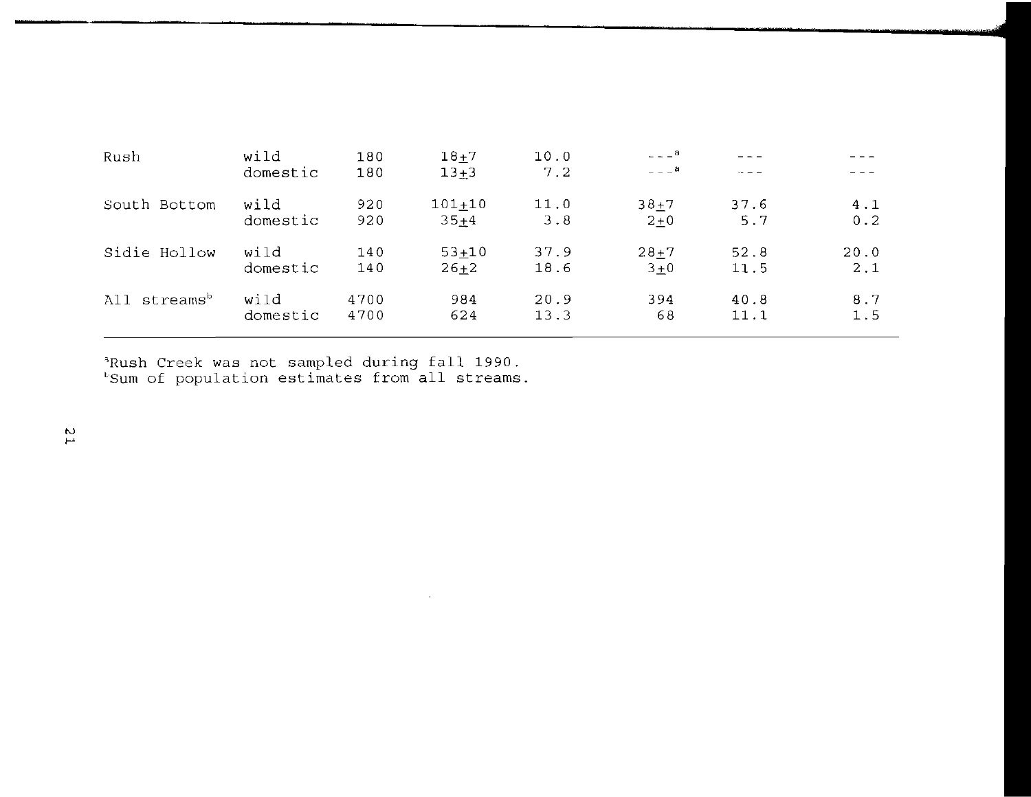| | | | | | | | |
|---|---|---|---|---|---|---|---|
| Rush | wild | 180 | 18±7 | 10.0 | ---[a] | --- | --- |
| | domestic | 180 | 13±3 | 7.2 | ---[a] | --- | --- |
| South Bottom | wild | 920 | 101±10 | 11.0 | 38±7 | 37.6 | 4.1 |
| | domestic | 920 | 35±4 | 3.8 | 2±0 | 5.7 | 0.2 |
| Sidie Hollow | wild | 140 | 53±10 | 37.9 | 28±7 | 52.8 | 20.0 |
| | domestic | 140 | 26±2 | 18.6 | 3±0 | 11.5 | 2.1 |
| All streams[b] | wild | 4700 | 984 | 20.9 | 394 | 40.8 | 8.7 |
| | domestic | 4700 | 624 | 13.3 | 68 | 11.1 | 1.5 |

[a]Rush Creek was not sampled during fall 1990.
[b]Sum of population estimates from all streams.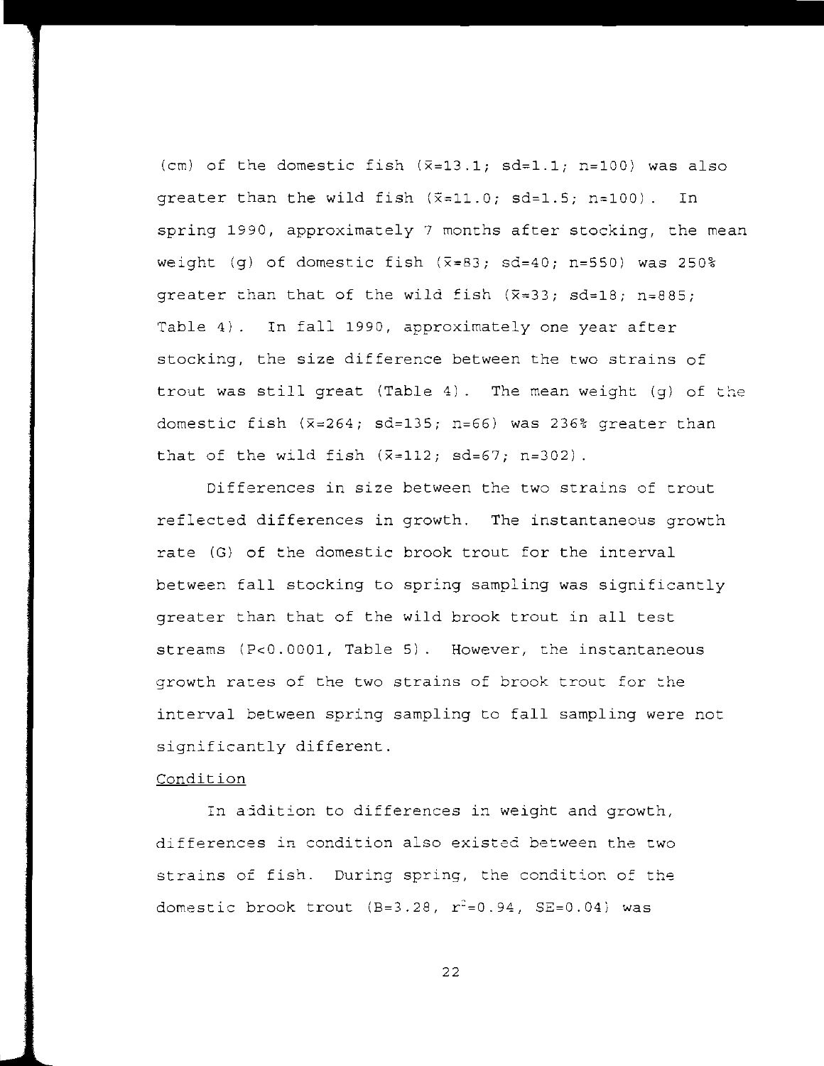(cm) of the domestic fish ($\bar{x}$=13.1; sd=1.1; n=100) was also greater than the wild fish ($\bar{x}$=11.0; sd=1.5; n=100). In spring 1990, approximately 7 months after stocking, the mean weight (g) of domestic fish ($\bar{x}$=83; sd=40; n=550) was 250% greater than that of the wild fish ($\bar{x}$=33; sd=18; n=885; Table 4). In fall 1990, approximately one year after stocking, the size difference between the two strains of trout was still great (Table 4). The mean weight (g) of the domestic fish ($\bar{x}$=264; sd=135; n=66) was 236% greater than that of the wild fish ($\bar{x}$=112; sd=67; n=302).

Differences in size between the two strains of trout reflected differences in growth. The instantaneous growth rate (G) of the domestic brook trout for the interval between fall stocking to spring sampling was significantly greater than that of the wild brook trout in all test streams ($P<0.0001$, Table 5). However, the instantaneous growth rates of the two strains of brook trout for the interval between spring sampling to fall sampling were not significantly different.

Condition

In addition to differences in weight and growth, differences in condition also existed between the two strains of fish. During spring, the condition of the domestic brook trout (B=3.28, $r^2$=0.94, SE=0.04) was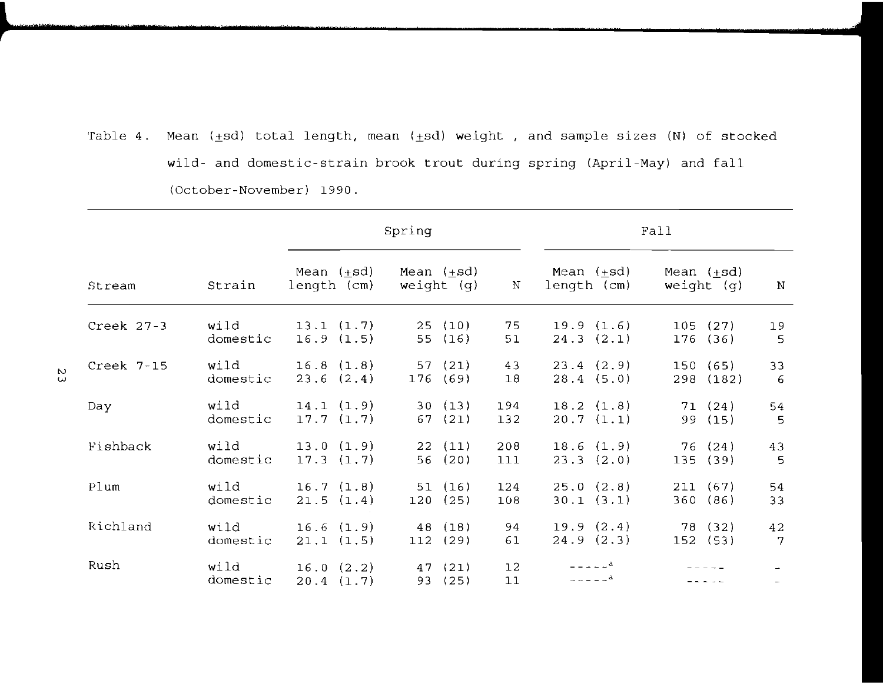Table 4. Mean (±sd) total length, mean (±sd) weight , and sample sizes (N) of stocked wild- and domestic-strain brook trout during spring (April-May) and fall (October-November) 1990.

| Stream | Strain | Spring | | | Fall | | |
|---|---|---|---|---|---|---|---|
| | | Mean (±sd) length (cm) | Mean (±sd) weight (g) | N | Mean (±sd) length (cm) | Mean (±sd) weight (g) | N |
| Creek 27-3 | wild | 13.1 (1.7) | 25 (10) | 75 | 19.9 (1.6) | 105 (27) | 19 |
| | domestic | 16.9 (1.5) | 55 (16) | 51 | 24.3 (2.1) | 176 (36) | 5 |
| Creek 7-15 | wild | 16.8 (1.8) | 57 (21) | 43 | 23.4 (2.9) | 150 (65) | 33 |
| | domestic | 23.6 (2.4) | 176 (69) | 18 | 28.4 (5.0) | 298 (182) | 6 |
| Day | wild | 14.1 (1.9) | 30 (13) | 194 | 18.2 (1.8) | 71 (24) | 54 |
| | domestic | 17.7 (1.7) | 67 (21) | 132 | 20.7 (1.1) | 99 (15) | 5 |
| Fishback | wild | 13.0 (1.9) | 22 (11) | 208 | 18.6 (1.9) | 76 (24) | 43 |
| | domestic | 17.3 (1.7) | 56 (20) | 111 | 23.3 (2.0) | 135 (39) | 5 |
| Plum | wild | 16.7 (1.8) | 51 (16) | 124 | 25.0 (2.8) | 211 (67) | 54 |
| | domestic | 21.5 (1.4) | 120 (25) | 108 | 30.1 (3.1) | 360 (86) | 33 |
| Richland | wild | 16.6 (1.9) | 48 (18) | 94 | 19.9 (2.4) | 78 (32) | 42 |
| | domestic | 21.1 (1.5) | 112 (29) | 61 | 24.9 (2.3) | 152 (53) | 7 |
| Rush | wild | 16.0 (2.2) | 47 (21) | 12 | -----[a] | ----- | - |
| | domestic | 20.4 (1.7) | 93 (25) | 11 | -----[a] | ----- | - |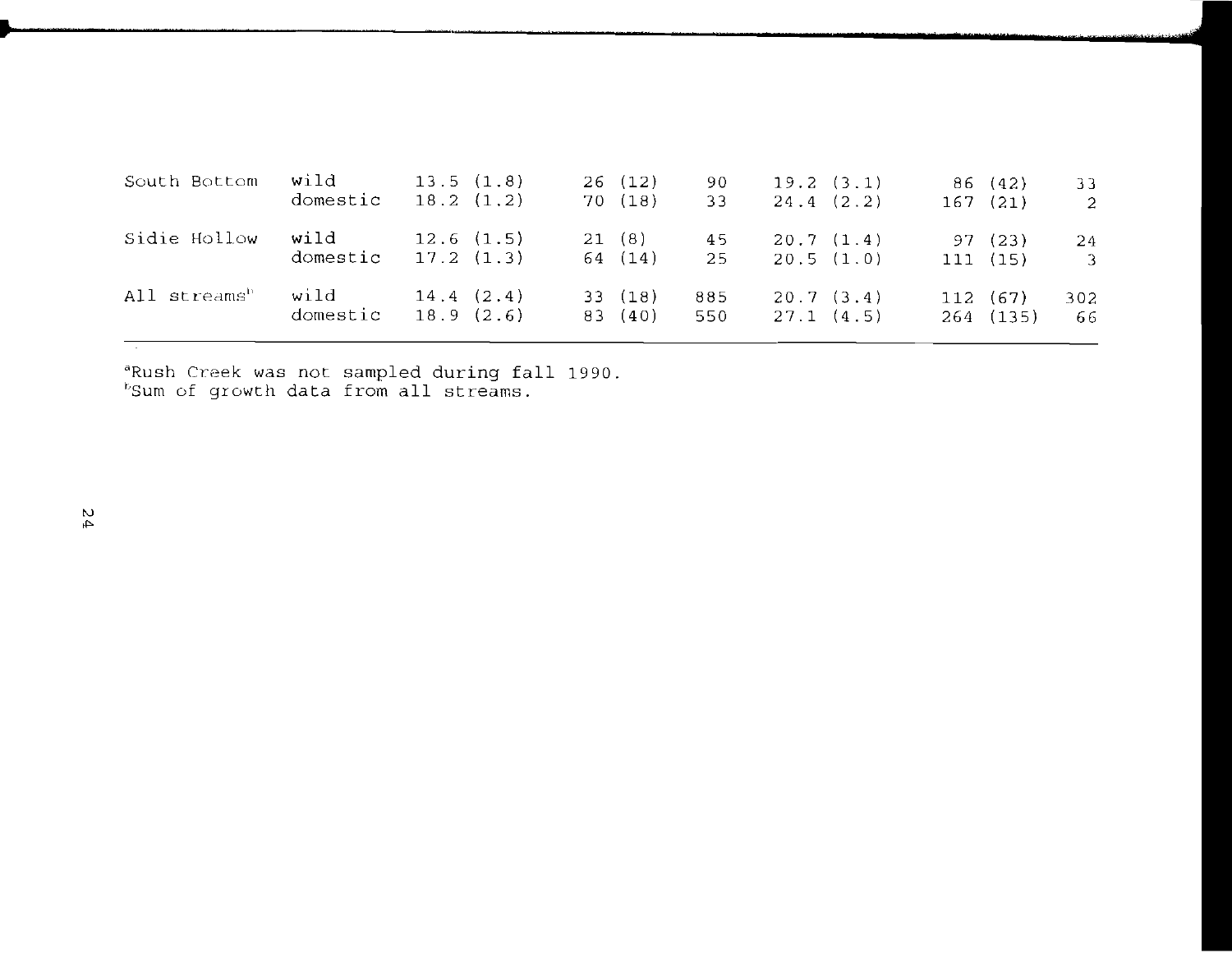| | | | | | | | |
|---|---|---|---|---|---|---|---|
| South Bottom | wild | 13.5 (1.8) | 26 (12) | 90 | 19.2 (3.1) | 86 (42) | 33 |
| | domestic | 18.2 (1.2) | 70 (18) | 33 | 24.4 (2.2) | 167 (21) | 2 |
| Sidie Hollow | wild | 12.6 (1.5) | 21 (8) | 45 | 20.7 (1.4) | 97 (23) | 24 |
| | domestic | 17.2 (1.3) | 64 (14) | 25 | 20.5 (1.0) | 111 (15) | 3 |
| All streams[b] | wild | 14.4 (2.4) | 33 (18) | 885 | 20.7 (3.4) | 112 (67) | 302 |
| | domestic | 18.9 (2.6) | 83 (40) | 550 | 27.1 (4.5) | 264 (135) | 66 |

[a]Rush Creek was not sampled during fall 1990.
[b]Sum of growth data from all streams.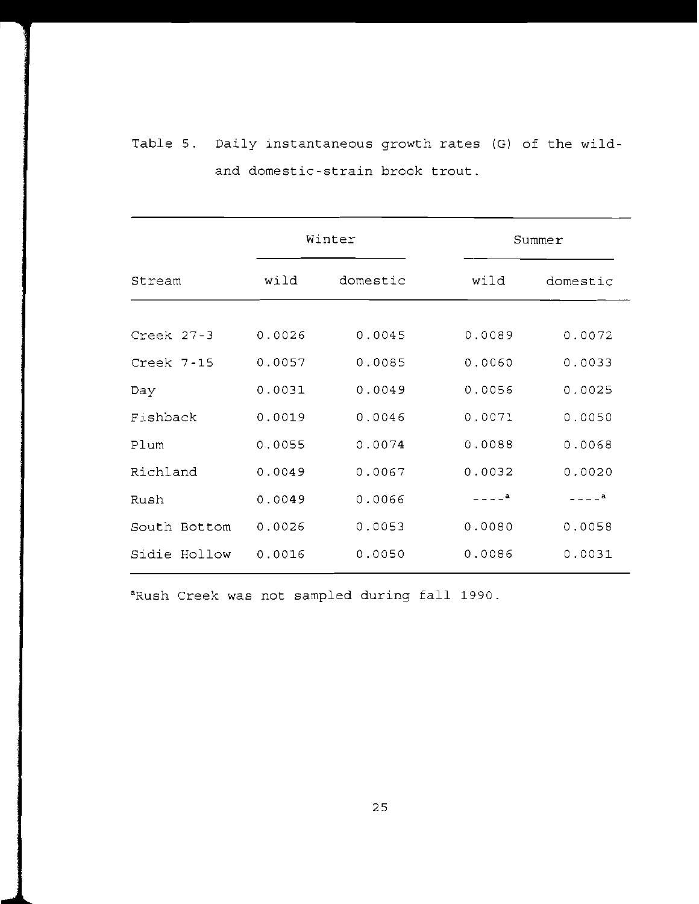Table 5. Daily instantaneous growth rates (G) of the wild- and domestic-strain brook trout.

| Stream | Winter | | Summer | |
|---|---|---|---|---|
| | wild | domestic | wild | domestic |
| Creek 27-3 | 0.0026 | 0.0045 | 0.0089 | 0.0072 |
| Creek 7-15 | 0.0057 | 0.0085 | 0.0060 | 0.0033 |
| Day | 0.0031 | 0.0049 | 0.0056 | 0.0025 |
| Fishback | 0.0019 | 0.0046 | 0.0071 | 0.0050 |
| Plum | 0.0055 | 0.0074 | 0.0088 | 0.0068 |
| Richland | 0.0049 | 0.0067 | 0.0032 | 0.0020 |
| Rush | 0.0049 | 0.0066 | ----[a] | ----[a] |
| South Bottom | 0.0026 | 0.0053 | 0.0080 | 0.0058 |
| Sidie Hollow | 0.0016 | 0.0050 | 0.0086 | 0.0031 |

[a]Rush Creek was not sampled during fall 1990.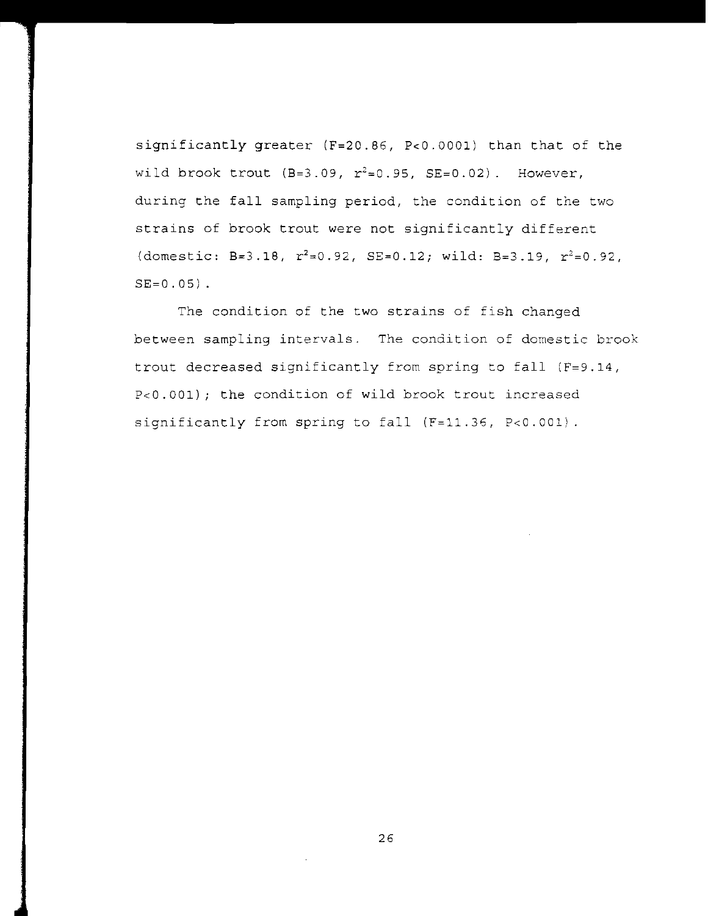significantly greater ($F=20.86$, $P<0.0001$) than that of the wild brook trout ($B=3.09$, $r^2=0.95$, $SE=0.02$). However, during the fall sampling period, the condition of the two strains of brook trout were not significantly different (domestic: $B=3.18$, $r^2=0.92$, $SE=0.12$; wild: $B=3.19$, $r^2=0.92$, $SE=0.05$).

The condition of the two strains of fish changed between sampling intervals. The condition of domestic brook trout decreased significantly from spring to fall ($F=9.14$, $P<0.001$); the condition of wild brook trout increased significantly from spring to fall ($F=11.36$, $P<0.001$).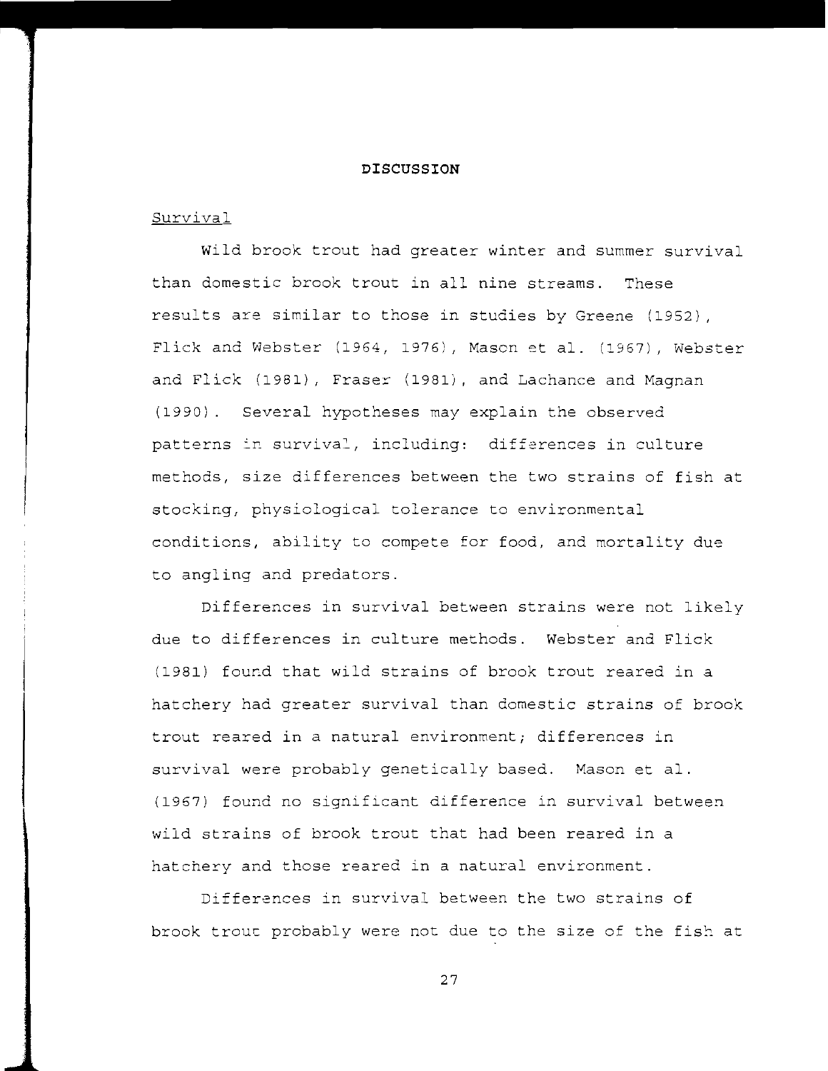# DISCUSSION

## Survival

Wild brook trout had greater winter and summer survival than domestic brook trout in all nine streams. These results are similar to those in studies by Greene (1952), Flick and Webster (1964, 1976), Mason et al. (1967), Webster and Flick (1981), Fraser (1981), and Lachance and Magnan (1990). Several hypotheses may explain the observed patterns in survival, including: differences in culture methods, size differences between the two strains of fish at stocking, physiological tolerance to environmental conditions, ability to compete for food, and mortality due to angling and predators.

Differences in survival between strains were not likely due to differences in culture methods. Webster and Flick (1981) found that wild strains of brook trout reared in a hatchery had greater survival than domestic strains of brook trout reared in a natural environment; differences in survival were probably genetically based. Mason et al. (1967) found no significant difference in survival between wild strains of brook trout that had been reared in a hatchery and those reared in a natural environment.

Differences in survival between the two strains of brook trout probably were not due to the size of the fish at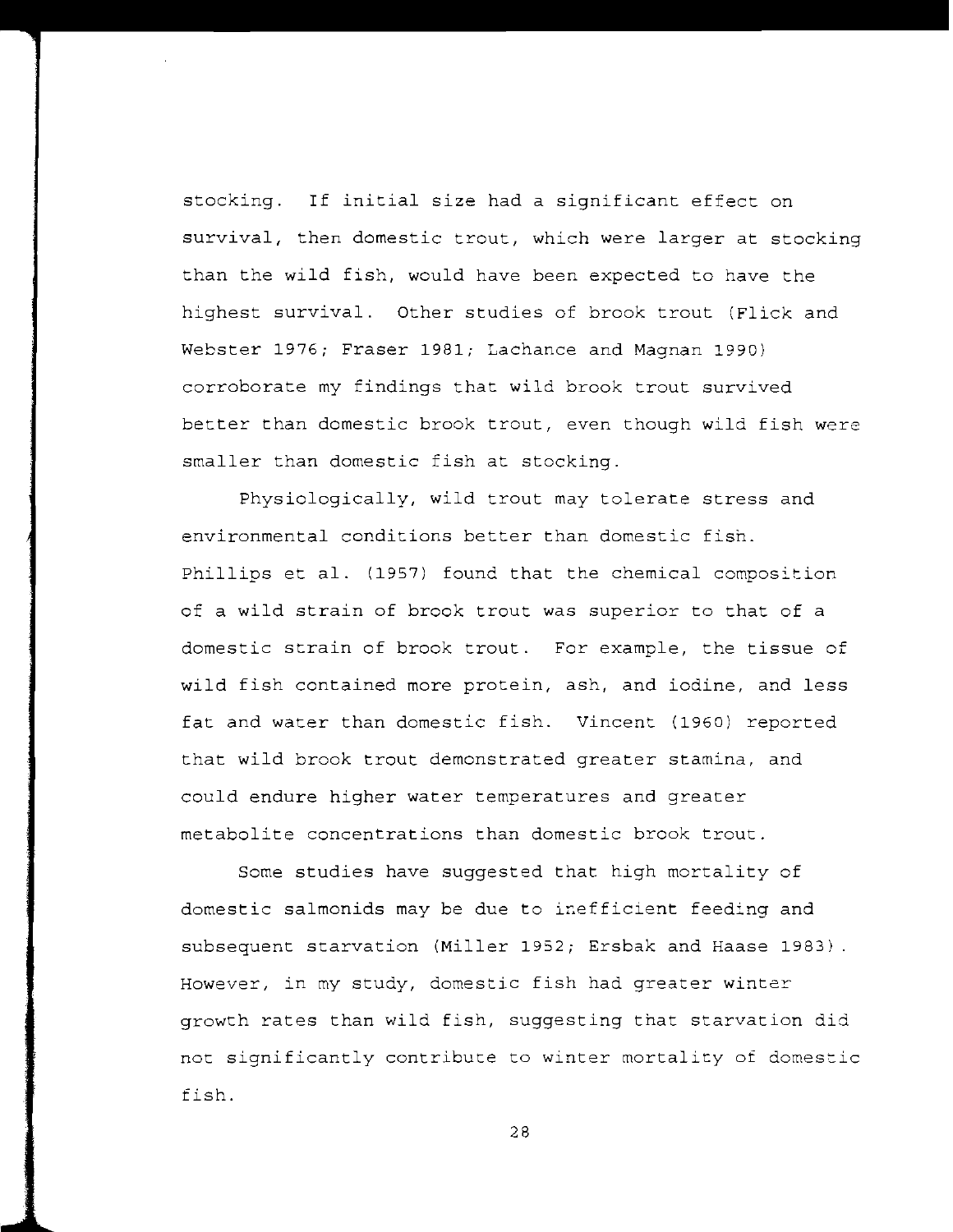stocking. If initial size had a significant effect on survival, then domestic trout, which were larger at stocking than the wild fish, would have been expected to have the highest survival. Other studies of brook trout (Flick and Webster 1976; Fraser 1981; Lachance and Magnan 1990) corroborate my findings that wild brook trout survived better than domestic brook trout, even though wild fish were smaller than domestic fish at stocking.

Physiologically, wild trout may tolerate stress and environmental conditions better than domestic fish. Phillips et al. (1957) found that the chemical composition of a wild strain of brook trout was superior to that of a domestic strain of brook trout. For example, the tissue of wild fish contained more protein, ash, and iodine, and less fat and water than domestic fish. Vincent (1960) reported that wild brook trout demonstrated greater stamina, and could endure higher water temperatures and greater metabolite concentrations than domestic brook trout.

Some studies have suggested that high mortality of domestic salmonids may be due to inefficient feeding and subsequent starvation (Miller 1952; Ersbak and Haase 1983). However, in my study, domestic fish had greater winter growth rates than wild fish, suggesting that starvation did not significantly contribute to winter mortality of domestic fish.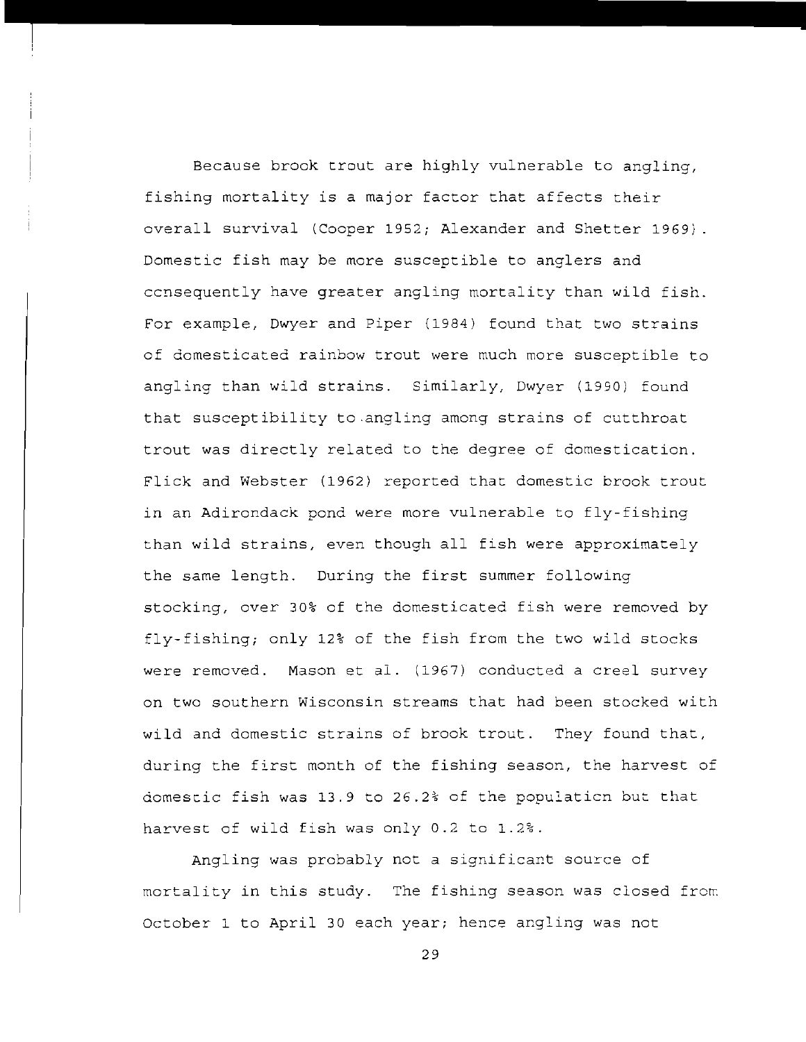Because brook trout are highly vulnerable to angling, fishing mortality is a major factor that affects their overall survival (Cooper 1952; Alexander and Shetter 1969). Domestic fish may be more susceptible to anglers and consequently have greater angling mortality than wild fish. For example, Dwyer and Piper (1984) found that two strains of domesticated rainbow trout were much more susceptible to angling than wild strains. Similarly, Dwyer (1990) found that susceptibility to angling among strains of cutthroat trout was directly related to the degree of domestication. Flick and Webster (1962) reported that domestic brook trout in an Adirondack pond were more vulnerable to fly-fishing than wild strains, even though all fish were approximately the same length. During the first summer following stocking, over 30% of the domesticated fish were removed by fly-fishing; only 12% of the fish from the two wild stocks were removed. Mason et al. (1967) conducted a creel survey on two southern Wisconsin streams that had been stocked with wild and domestic strains of brook trout. They found that, during the first month of the fishing season, the harvest of domestic fish was 13.9 to 26.2% of the population but that harvest of wild fish was only 0.2 to 1.2%.

Angling was probably not a significant source of mortality in this study. The fishing season was closed from October 1 to April 30 each year; hence angling was not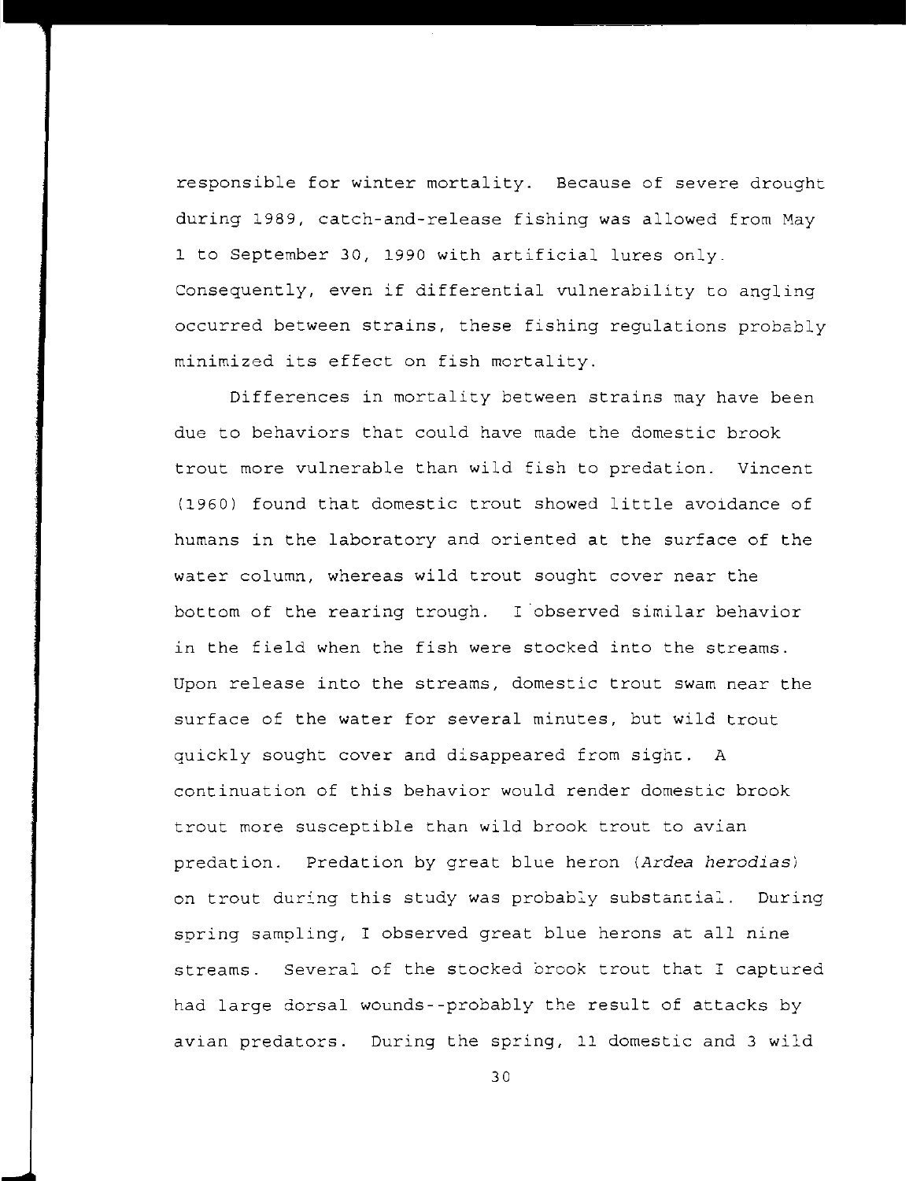responsible for winter mortality. Because of severe drought during 1989, catch-and-release fishing was allowed from May 1 to September 30, 1990 with artificial lures only. Consequently, even if differential vulnerability to angling occurred between strains, these fishing regulations probably minimized its effect on fish mortality.

Differences in mortality between strains may have been due to behaviors that could have made the domestic brook trout more vulnerable than wild fish to predation. Vincent (1960) found that domestic trout showed little avoidance of humans in the laboratory and oriented at the surface of the water column, whereas wild trout sought cover near the bottom of the rearing trough. I observed similar behavior in the field when the fish were stocked into the streams. Upon release into the streams, domestic trout swam near the surface of the water for several minutes, but wild trout quickly sought cover and disappeared from sight. A continuation of this behavior would render domestic brook trout more susceptible than wild brook trout to avian predation. Predation by great blue heron (*Ardea herodias*) on trout during this study was probably substantial. During spring sampling, I observed great blue herons at all nine streams. Several of the stocked brook trout that I captured had large dorsal wounds--probably the result of attacks by avian predators. During the spring, 11 domestic and 3 wild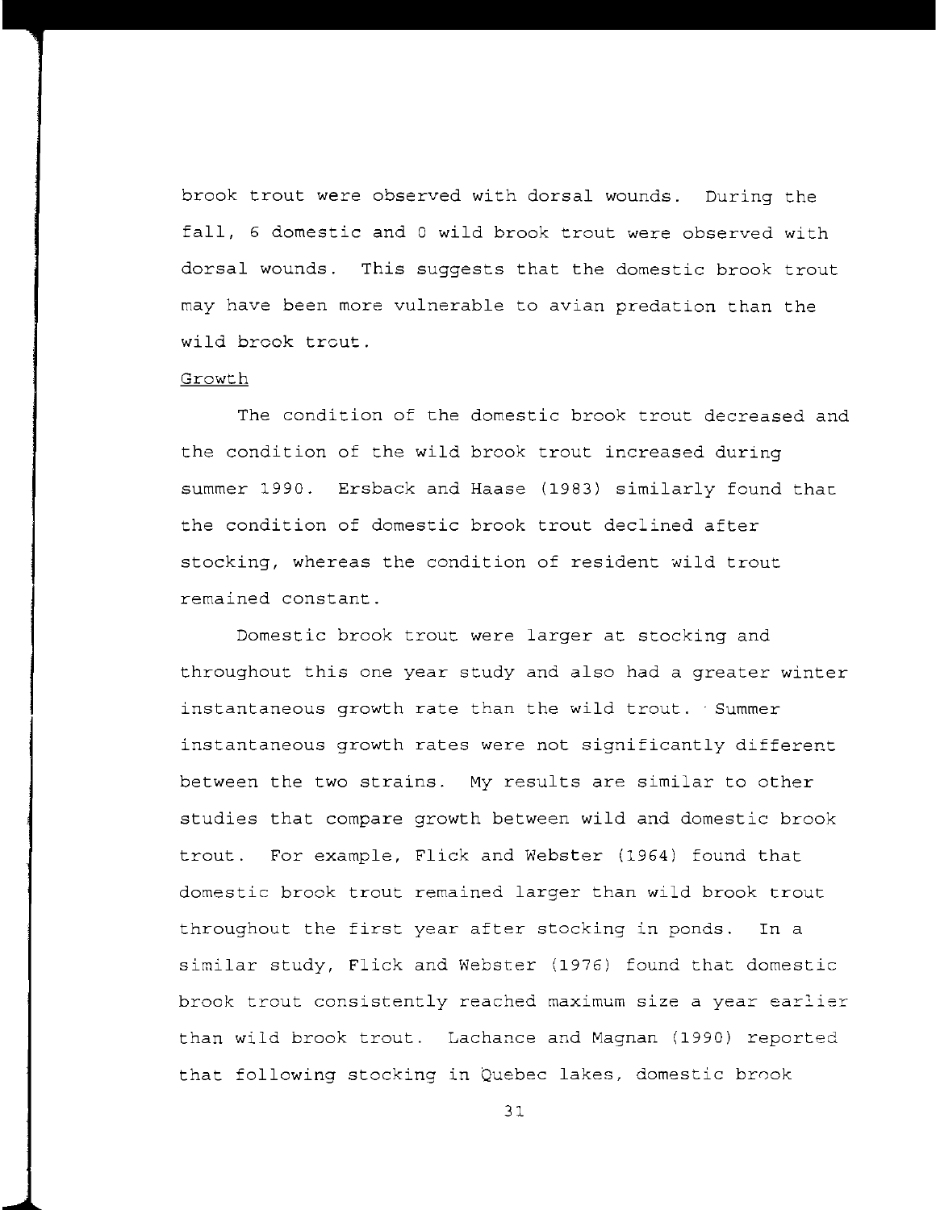brook trout were observed with dorsal wounds. During the fall, 6 domestic and 0 wild brook trout were observed with dorsal wounds. This suggests that the domestic brook trout may have been more vulnerable to avian predation than the wild brook trout.

Growth

The condition of the domestic brook trout decreased and the condition of the wild brook trout increased during summer 1990. Ersback and Haase (1983) similarly found that the condition of domestic brook trout declined after stocking, whereas the condition of resident wild trout remained constant.

Domestic brook trout were larger at stocking and throughout this one year study and also had a greater winter instantaneous growth rate than the wild trout. Summer instantaneous growth rates were not significantly different between the two strains. My results are similar to other studies that compare growth between wild and domestic brook trout. For example, Flick and Webster (1964) found that domestic brook trout remained larger than wild brook trout throughout the first year after stocking in ponds. In a similar study, Flick and Webster (1976) found that domestic brook trout consistently reached maximum size a year earlier than wild brook trout. Lachance and Magnan (1990) reported that following stocking in Quebec lakes, domestic brook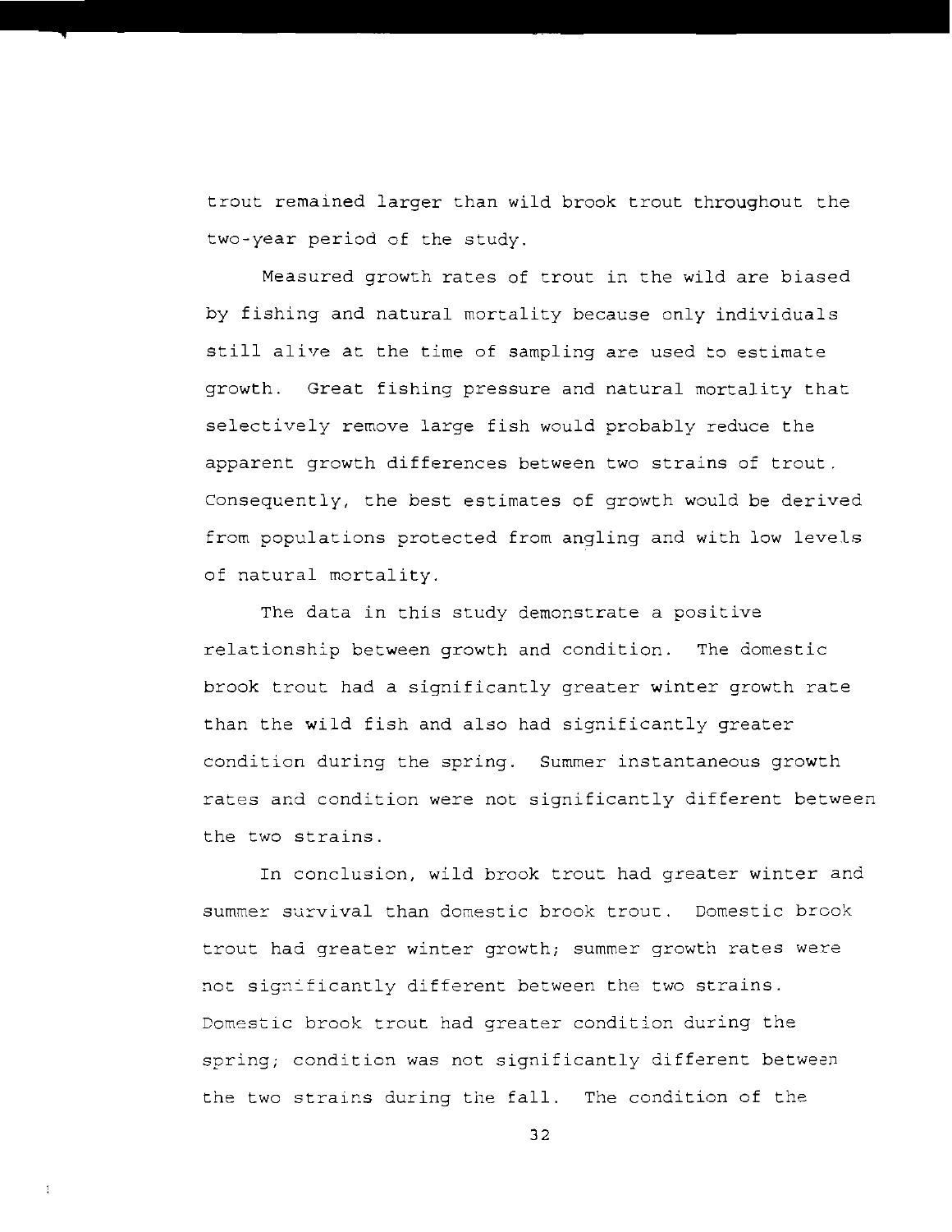trout remained larger than wild brook trout throughout the two-year period of the study.

Measured growth rates of trout in the wild are biased by fishing and natural mortality because only individuals still alive at the time of sampling are used to estimate growth. Great fishing pressure and natural mortality that selectively remove large fish would probably reduce the apparent growth differences between two strains of trout. Consequently, the best estimates of growth would be derived from populations protected from angling and with low levels of natural mortality.

The data in this study demonstrate a positive relationship between growth and condition. The domestic brook trout had a significantly greater winter growth rate than the wild fish and also had significantly greater condition during the spring. Summer instantaneous growth rates and condition were not significantly different between the two strains.

In conclusion, wild brook trout had greater winter and summer survival than domestic brook trout. Domestic brook trout had greater winter growth; summer growth rates were not significantly different between the two strains. Domestic brook trout had greater condition during the spring; condition was not significantly different between the two strains during the fall. The condition of the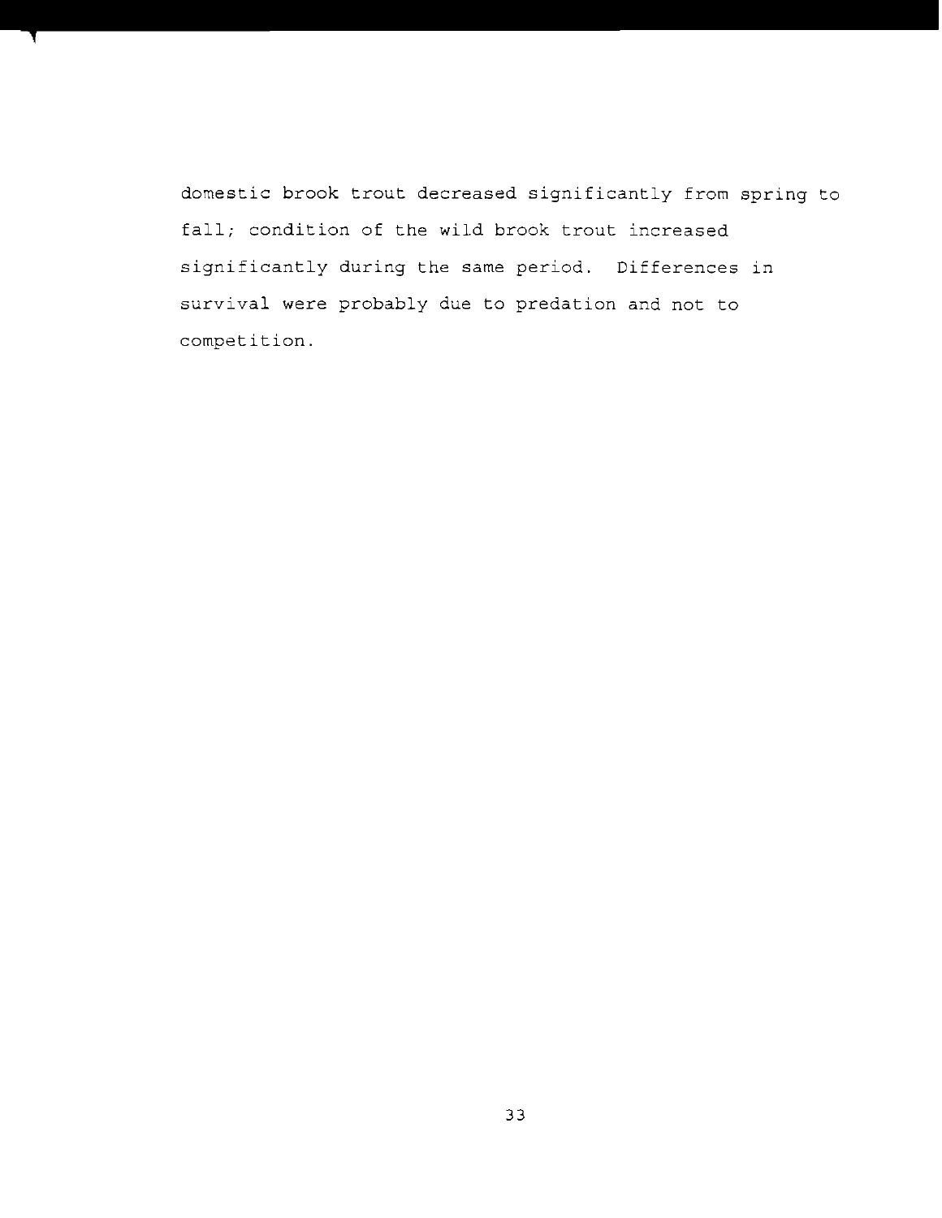domestic brook trout decreased significantly from spring to fall; condition of the wild brook trout increased significantly during the same period. Differences in survival were probably due to predation and not to competition.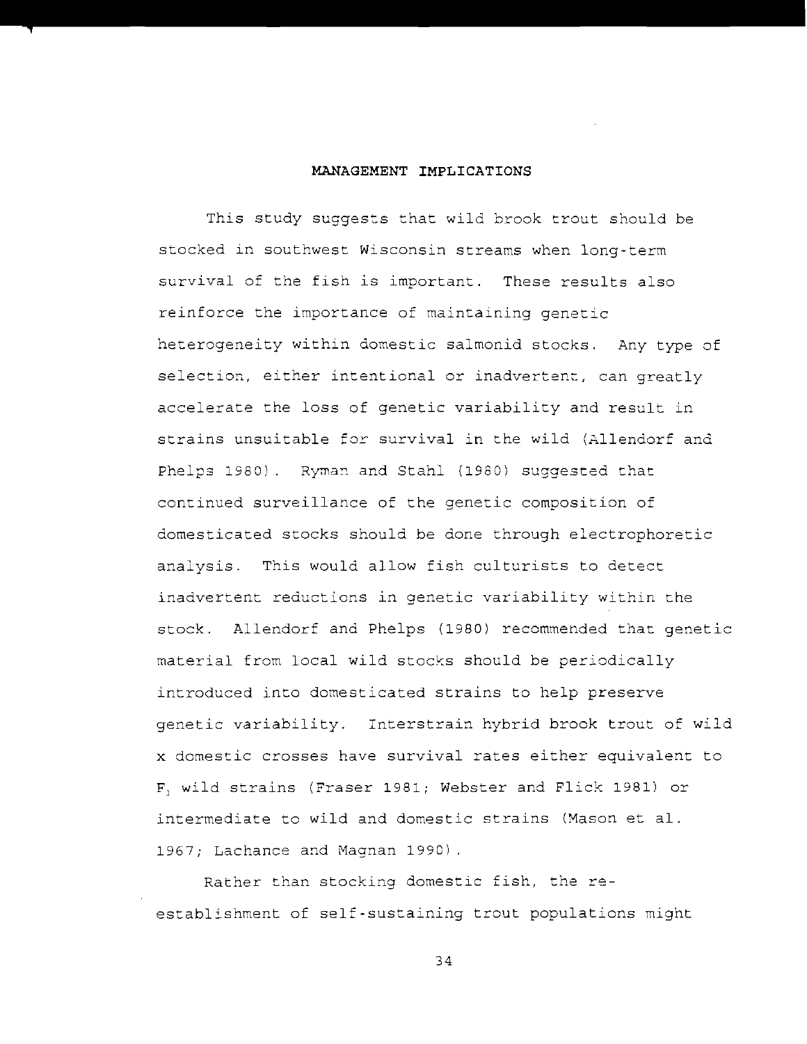## MANAGEMENT IMPLICATIONS

This study suggests that wild brook trout should be stocked in southwest Wisconsin streams when long-term survival of the fish is important. These results also reinforce the importance of maintaining genetic heterogeneity within domestic salmonid stocks. Any type of selection, either intentional or inadvertent, can greatly accelerate the loss of genetic variability and result in strains unsuitable for survival in the wild (Allendorf and Phelps 1980). Ryman and Stahl (1980) suggested that continued surveillance of the genetic composition of domesticated stocks should be done through electrophoretic analysis. This would allow fish culturists to detect inadvertent reductions in genetic variability within the stock. Allendorf and Phelps (1980) recommended that genetic material from local wild stocks should be periodically introduced into domesticated strains to help preserve genetic variability. Interstrain hybrid brook trout of wild x domestic crosses have survival rates either equivalent to $F_1$ wild strains (Fraser 1981; Webster and Flick 1981) or intermediate to wild and domestic strains (Mason et al. 1967; Lachance and Magnan 1990).

Rather than stocking domestic fish, the re-establishment of self-sustaining trout populations might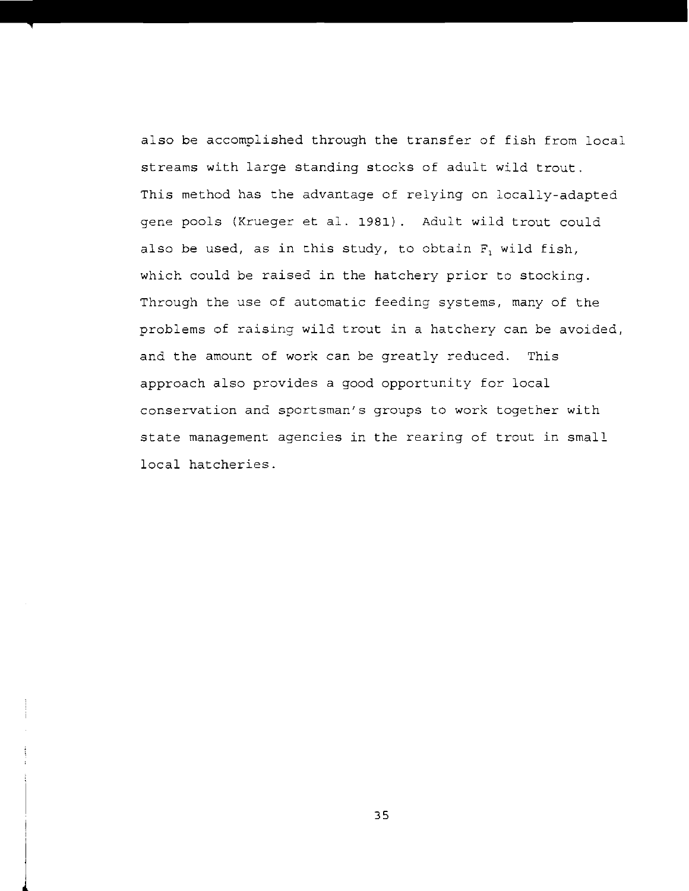also be accomplished through the transfer of fish from local streams with large standing stocks of adult wild trout. This method has the advantage of relying on locally-adapted gene pools (Krueger et al. 1981). Adult wild trout could also be used, as in this study, to obtain $F_1$ wild fish, which could be raised in the hatchery prior to stocking. Through the use of automatic feeding systems, many of the problems of raising wild trout in a hatchery can be avoided, and the amount of work can be greatly reduced. This approach also provides a good opportunity for local conservation and sportsman's groups to work together with state management agencies in the rearing of trout in small local hatcheries.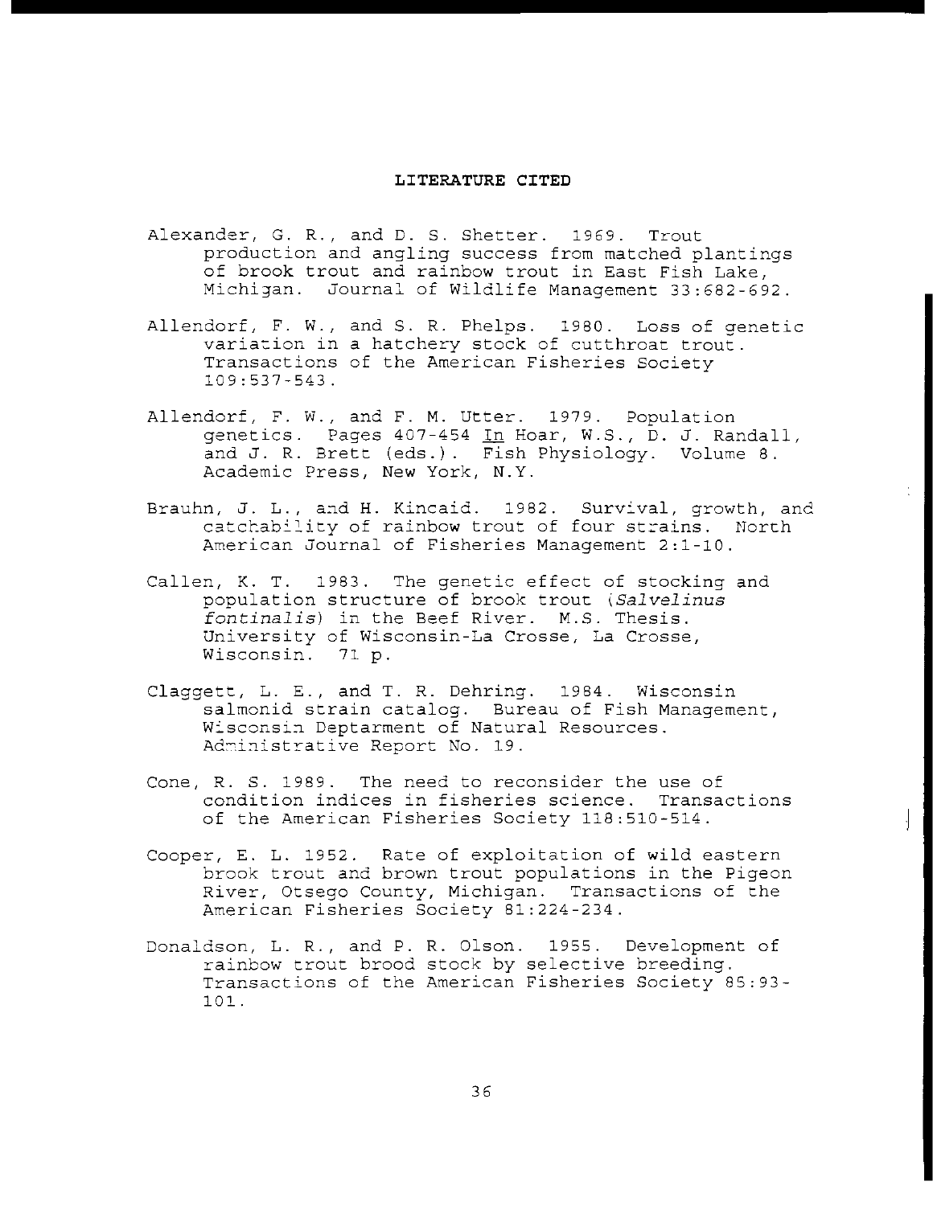## LITERATURE CITED

Alexander, G. R., and D. S. Shetter. 1969. Trout production and angling success from matched plantings of brook trout and rainbow trout in East Fish Lake, Michigan. Journal of Wildlife Management 33:682-692.

Allendorf, F. W., and S. R. Phelps. 1980. Loss of genetic variation in a hatchery stock of cutthroat trout. Transactions of the American Fisheries Society 109:537-543.

Allendorf, F. W., and F. M. Utter. 1979. Population genetics. Pages 407-454 In Hoar, W.S., D. J. Randall, and J. R. Brett (eds.). Fish Physiology. Volume 8. Academic Press, New York, N.Y.

Brauhn, J. L., and H. Kincaid. 1982. Survival, growth, and catchability of rainbow trout of four strains. North American Journal of Fisheries Management 2:1-10.

Callen, K. T. 1983. The genetic effect of stocking and population structure of brook trout (*Salvelinus fontinalis*) in the Beef River. M.S. Thesis. University of Wisconsin-La Crosse, La Crosse, Wisconsin. 71 p.

Claggett, L. E., and T. R. Dehring. 1984. Wisconsin salmonid strain catalog. Bureau of Fish Management, Wisconsin Deptarment of Natural Resources. Administrative Report No. 19.

Cone, R. S. 1989. The need to reconsider the use of condition indices in fisheries science. Transactions of the American Fisheries Society 118:510-514.

Cooper, E. L. 1952. Rate of exploitation of wild eastern brook trout and brown trout populations in the Pigeon River, Otsego County, Michigan. Transactions of the American Fisheries Society 81:224-234.

Donaldson, L. R., and P. R. Olson. 1955. Development of rainbow trout brood stock by selective breeding. Transactions of the American Fisheries Society 85:93-101.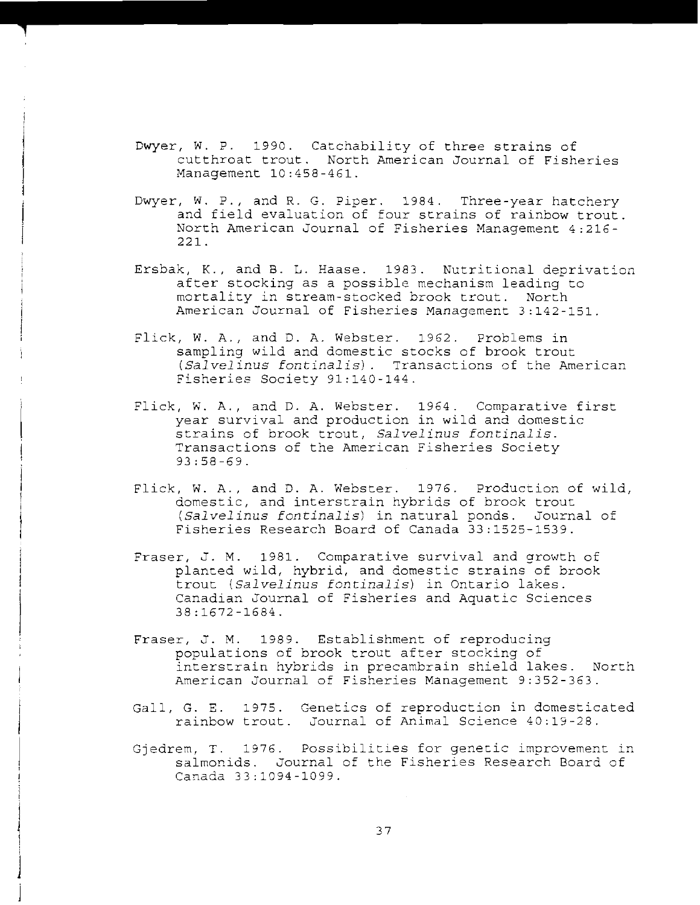Dwyer, W. P. 1990. Catchability of three strains of cutthroat trout. North American Journal of Fisheries Management 10:458-461.

Dwyer, W. P., and R. G. Piper. 1984. Three-year hatchery and field evaluation of four strains of rainbow trout. North American Journal of Fisheries Management 4:216-221.

Ersbak, K., and B. L. Haase. 1983. Nutritional deprivation after stocking as a possible mechanism leading to mortality in stream-stocked brook trout. North American Journal of Fisheries Management 3:142-151.

Flick, W. A., and D. A. Webster. 1962. Problems in sampling wild and domestic stocks of brook trout (*Salvelinus fontinalis*). Transactions of the American Fisheries Society 91:140-144.

Flick, W. A., and D. A. Webster. 1964. Comparative first year survival and production in wild and domestic strains of brook trout, *Salvelinus fontinalis*. Transactions of the American Fisheries Society 93:58-69.

Flick, W. A., and D. A. Webster. 1976. Production of wild, domestic, and interstrain hybrids of brook trout (*Salvelinus fontinalis*) in natural ponds. Journal of Fisheries Research Board of Canada 33:1525-1539.

Fraser, J. M. 1981. Comparative survival and growth of planted wild, hybrid, and domestic strains of brook trout (*Salvelinus fontinalis*) in Ontario lakes. Canadian Journal of Fisheries and Aquatic Sciences 38:1672-1684.

Fraser, J. M. 1989. Establishment of reproducing populations of brook trout after stocking of interstrain hybrids in precambrain shield lakes. North American Journal of Fisheries Management 9:352-363.

Gall, G. E. 1975. Genetics of reproduction in domesticated rainbow trout. Journal of Animal Science 40:19-28.

Gjedrem, T. 1976. Possibilities for genetic improvement in salmonids. Journal of the Fisheries Research Board of Canada 33:1094-1099.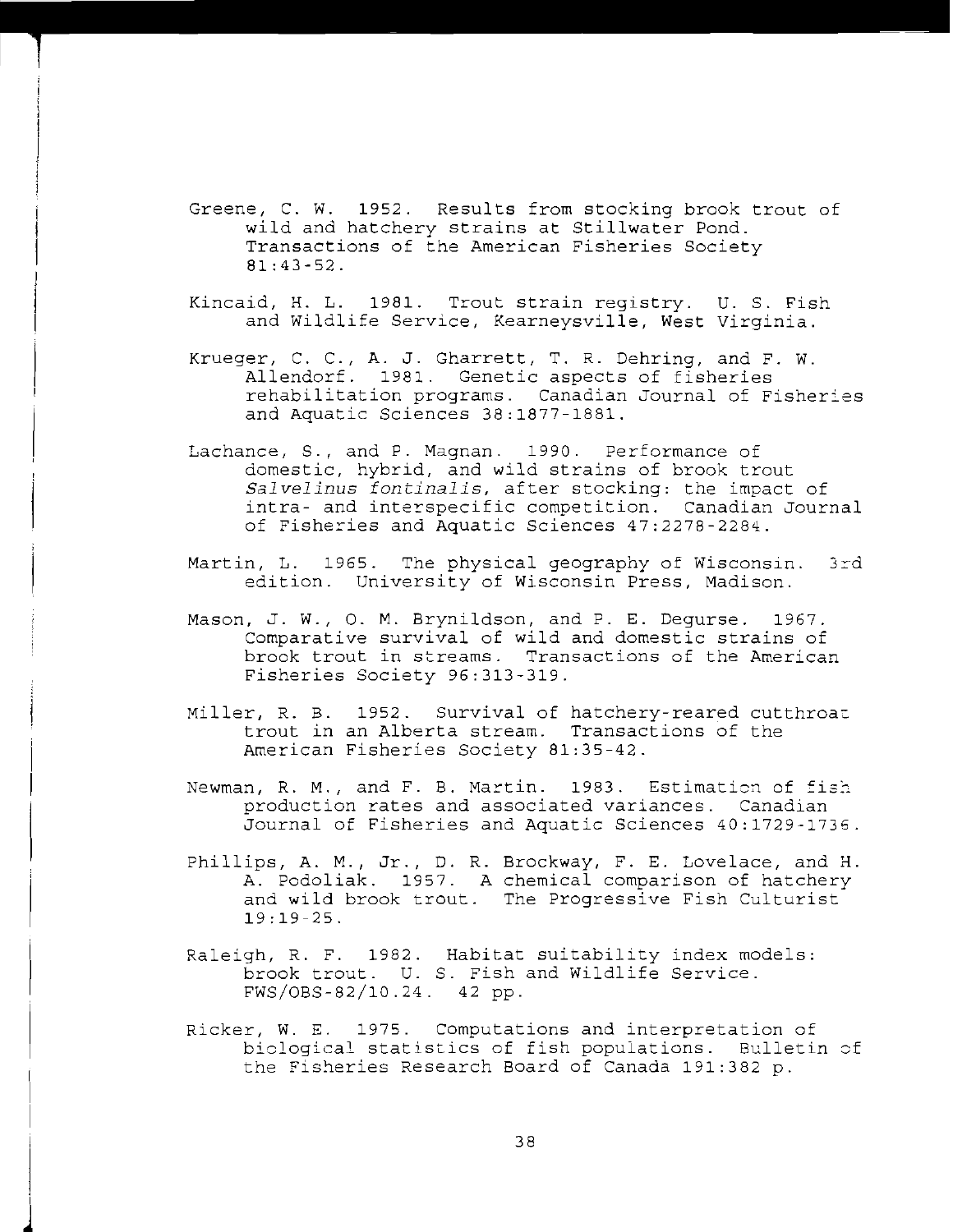Greene, C. W. 1952. Results from stocking brook trout of wild and hatchery strains at Stillwater Pond. Transactions of the American Fisheries Society 81:43-52.

Kincaid, H. L. 1981. Trout strain registry. U. S. Fish and Wildlife Service, Kearneysville, West Virginia.

Krueger, C. C., A. J. Gharrett, T. R. Dehring, and F. W. Allendorf. 1981. Genetic aspects of fisheries rehabilitation programs. Canadian Journal of Fisheries and Aquatic Sciences 38:1877-1881.

Lachance, S., and P. Magnan. 1990. Performance of domestic, hybrid, and wild strains of brook trout *Salvelinus fontinalis*, after stocking: the impact of intra- and interspecific competition. Canadian Journal of Fisheries and Aquatic Sciences 47:2278-2284.

Martin, L. 1965. The physical geography of Wisconsin. 3rd edition. University of Wisconsin Press, Madison.

Mason, J. W., O. M. Brynildson, and P. E. Degurse. 1967. Comparative survival of wild and domestic strains of brook trout in streams. Transactions of the American Fisheries Society 96:313-319.

Miller, R. B. 1952. Survival of hatchery-reared cutthroat trout in an Alberta stream. Transactions of the American Fisheries Society 81:35-42.

Newman, R. M., and F. B. Martin. 1983. Estimation of fish production rates and associated variances. Canadian Journal of Fisheries and Aquatic Sciences 40:1729-1736.

Phillips, A. M., Jr., D. R. Brockway, F. E. Lovelace, and H. A. Podoliak. 1957. A chemical comparison of hatchery and wild brook trout. The Progressive Fish Culturist 19:19-25.

Raleigh, R. F. 1982. Habitat suitability index models: brook trout. U. S. Fish and Wildlife Service. FWS/OBS-82/10.24. 42 pp.

Ricker, W. E. 1975. Computations and interpretation of biological statistics of fish populations. Bulletin of the Fisheries Research Board of Canada 191:382 p.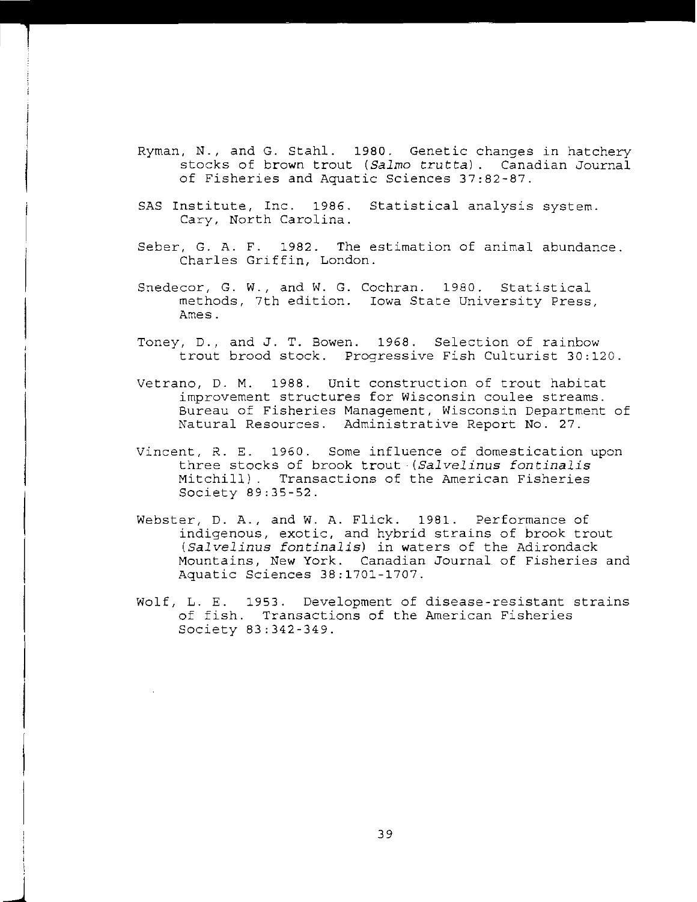Ryman, N., and G. Stahl. 1980. Genetic changes in hatchery stocks of brown trout (*Salmo trutta*). Canadian Journal of Fisheries and Aquatic Sciences 37:82-87.

SAS Institute, Inc. 1986. Statistical analysis system. Cary, North Carolina.

Seber, G. A. F. 1982. The estimation of animal abundance. Charles Griffin, London.

Snedecor, G. W., and W. G. Cochran. 1980. Statistical methods, 7th edition. Iowa State University Press, Ames.

Toney, D., and J. T. Bowen. 1968. Selection of rainbow trout brood stock. Progressive Fish Culturist 30:120.

Vetrano, D. M. 1988. Unit construction of trout habitat improvement structures for Wisconsin coulee streams. Bureau of Fisheries Management, Wisconsin Department of Natural Resources. Administrative Report No. 27.

Vincent, R. E. 1960. Some influence of domestication upon three stocks of brook trout (*Salvelinus fontinalis* Mitchill). Transactions of the American Fisheries Society 89:35-52.

Webster, D. A., and W. A. Flick. 1981. Performance of indigenous, exotic, and hybrid strains of brook trout (*Salvelinus fontinalis*) in waters of the Adirondack Mountains, New York. Canadian Journal of Fisheries and Aquatic Sciences 38:1701-1707.

Wolf, L. E. 1953. Development of disease-resistant strains of fish. Transactions of the American Fisheries Society 83:342-349.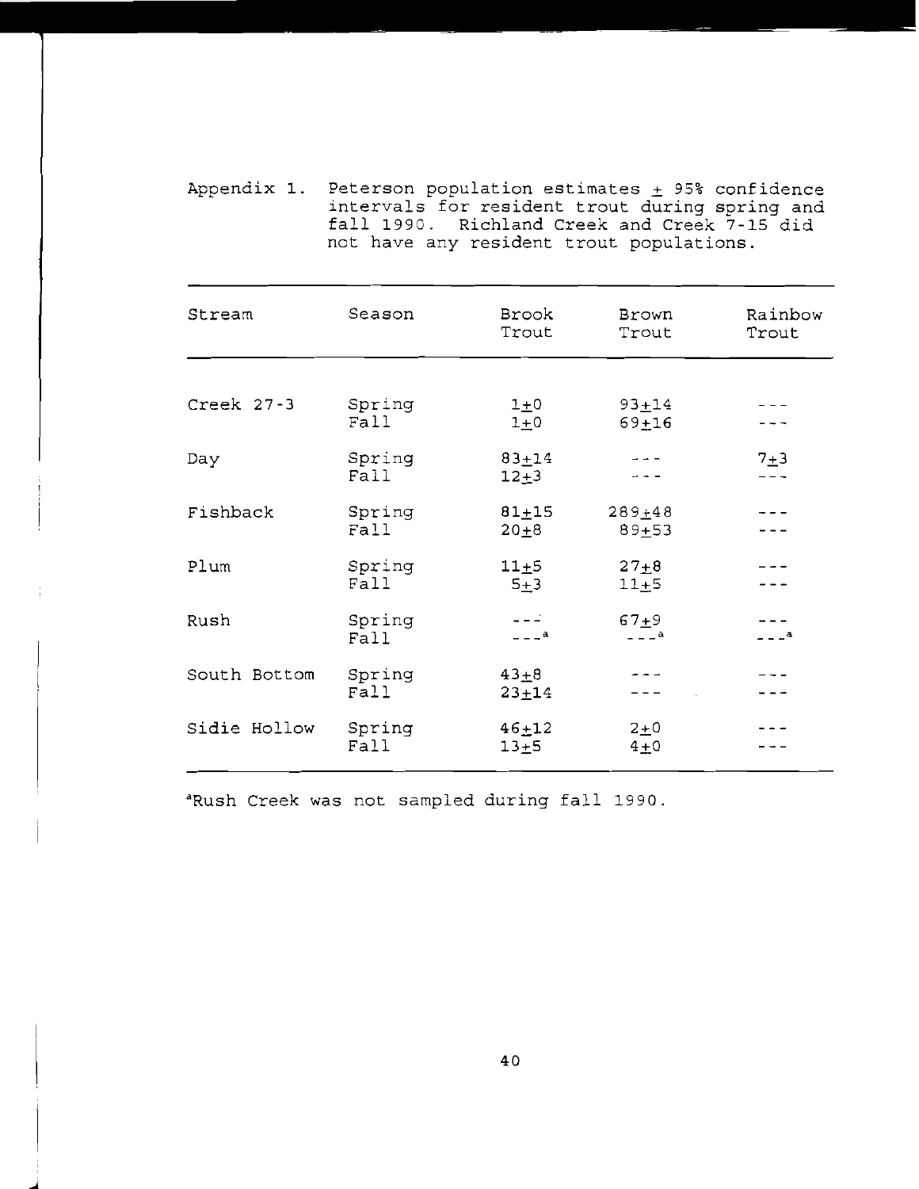Appendix 1. Peterson population estimates ± 95% confidence intervals for resident trout during spring and fall 1990. Richland Creek and Creek 7-15 did not have any resident trout populations.

| Stream | Season | Brook Trout | Brown Trout | Rainbow Trout |
|---|---|---|---|---|
| Creek 27-3 | Spring | 1±0 | 93±14 | --- |
| | Fall | 1±0 | 69±16 | --- |
| Day | Spring | 83±14 | --- | 7±3 |
| | Fall | 12±3 | --- | --- |
| Fishback | Spring | 81±15 | 289±48 | --- |
| | Fall | 20±8 | 89±53 | --- |
| Plum | Spring | 11±5 | 27±8 | --- |
| | Fall | 5±3 | 11±5 | --- |
| Rush | Spring | --- | 67±9 | --- |
| | Fall | ---[a] | ---[a] | ---[a] |
| South Bottom | Spring | 43±8 | --- | --- |
| | Fall | 23±14 | --- | --- |
| Sidie Hollow | Spring | 46±12 | 2±0 | --- |
| | Fall | 13±5 | 4±0 | --- |

[a]Rush Creek was not sampled during fall 1990.